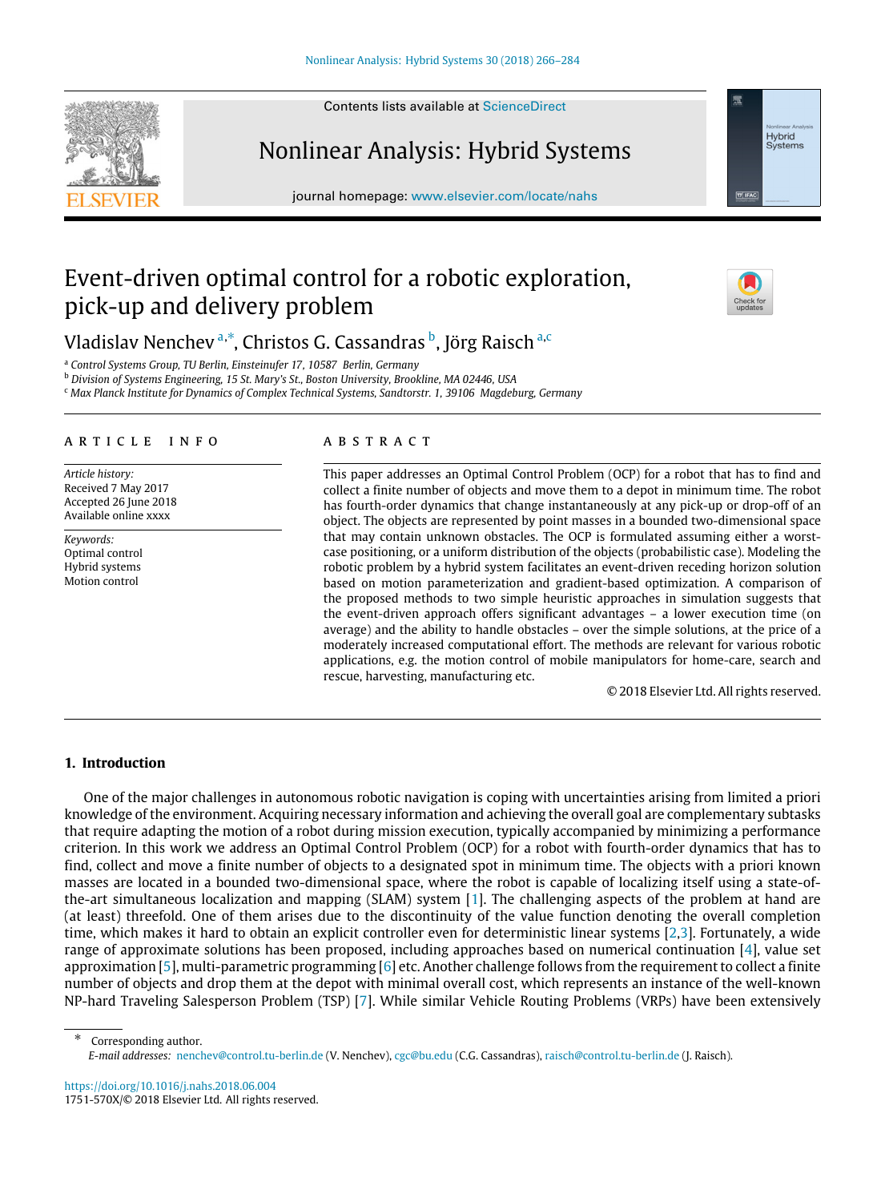# Event-driven optimal control for a robotic exploration, pick-up and delivery problem

Vladislav Nenchev [a,*], Christos G. Cassandras [b], Jörg Raisch [a,c]

[a] Control Systems Group, TU Berlin, Einsteinufer 17, 10587 Berlin, Germany
[b] Division of Systems Engineering, 15 St. Mary's St., Boston University, Brookline, MA 02446, USA
[c] Max Planck Institute for Dynamics of Complex Technical Systems, Sandtorstr. 1, 39106 Magdeburg, Germany

## ARTICLE INFO

*Article history:*
Received 7 May 2017
Accepted 26 June 2018
Available online xxxx

*Keywords:*
Optimal control
Hybrid systems
Motion control

## ABSTRACT

This paper addresses an Optimal Control Problem (OCP) for a robot that has to find and collect a finite number of objects and move them to a depot in minimum time. The robot has fourth-order dynamics that change instantaneously at any pick-up or drop-off of an object. The objects are represented by point masses in a bounded two-dimensional space that may contain unknown obstacles. The OCP is formulated assuming either a worst-case positioning, or a uniform distribution of the objects (probabilistic case). Modeling the robotic problem by a hybrid system facilitates an event-driven receding horizon solution based on motion parameterization and gradient-based optimization. A comparison of the proposed methods to two simple heuristic approaches in simulation suggests that the event-driven approach offers significant advantages – a lower execution time (on average) and the ability to handle obstacles – over the simple solutions, at the price of a moderately increased computational effort. The methods are relevant for various robotic applications, e.g. the motion control of mobile manipulators for home-care, search and rescue, harvesting, manufacturing etc.

© 2018 Elsevier Ltd. All rights reserved.

## 1. Introduction

One of the major challenges in autonomous robotic navigation is coping with uncertainties arising from limited a priori knowledge of the environment. Acquiring necessary information and achieving the overall goal are complementary subtasks that require adapting the motion of a robot during mission execution, typically accompanied by minimizing a performance criterion. In this work we address an Optimal Control Problem (OCP) for a robot with fourth-order dynamics that has to find, collect and move a finite number of objects to a designated spot in minimum time. The objects with a priori known masses are located in a bounded two-dimensional space, where the robot is capable of localizing itself using a state-of-the-art simultaneous localization and mapping (SLAM) system [1]. The challenging aspects of the problem at hand are (at least) threefold. One of them arises due to the discontinuity of the value function denoting the overall completion time, which makes it hard to obtain an explicit controller even for deterministic linear systems [2,3]. Fortunately, a wide range of approximate solutions has been proposed, including approaches based on numerical continuation [4], value set approximation [5], multi-parametric programming [6] etc. Another challenge follows from the requirement to collect a finite number of objects and drop them at the depot with minimal overall cost, which represents an instance of the well-known NP-hard Traveling Salesperson Problem (TSP) [7]. While similar Vehicle Routing Problems (VRPs) have been extensively

---

* Corresponding author.
*E-mail addresses:* nenchev@control.tu-berlin.de (V. Nenchev), cgc@bu.edu (C.G. Cassandras), raisch@control.tu-berlin.de (J. Raisch).

https://doi.org/10.1016/j.nahs.2018.06.004
1751-570X/© 2018 Elsevier Ltd. All rights reserved.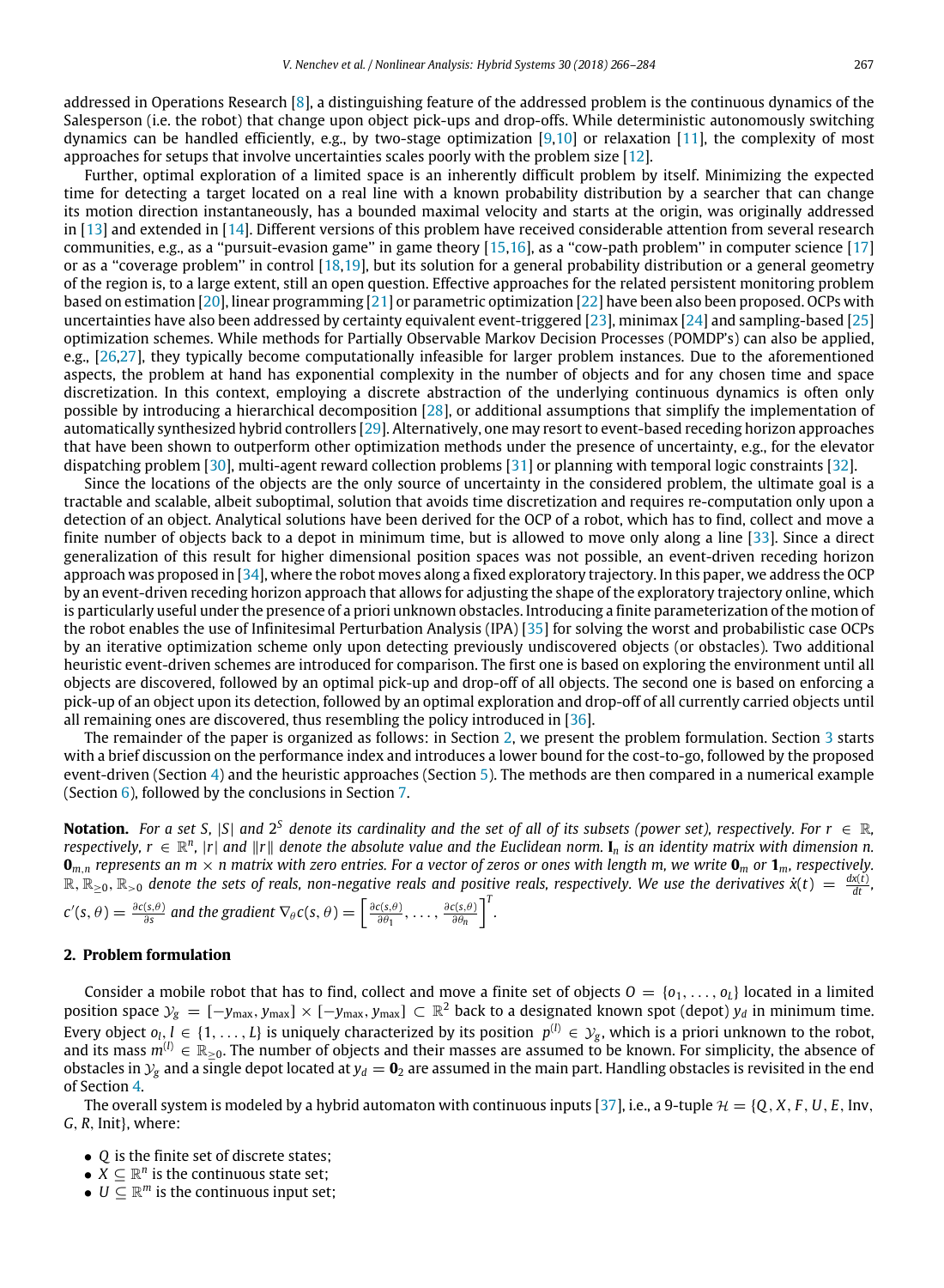addressed in Operations Research [8], a distinguishing feature of the addressed problem is the continuous dynamics of the Salesperson (i.e. the robot) that change upon object pick-ups and drop-offs. While deterministic autonomously switching dynamics can be handled efficiently, e.g., by two-stage optimization [9,10] or relaxation [11], the complexity of most approaches for setups that involve uncertainties scales poorly with the problem size [12].

Further, optimal exploration of a limited space is an inherently difficult problem by itself. Minimizing the expected time for detecting a target located on a real line with a known probability distribution by a searcher that can change its motion direction instantaneously, has a bounded maximal velocity and starts at the origin, was originally addressed in [13] and extended in [14]. Different versions of this problem have received considerable attention from several research communities, e.g., as a "pursuit-evasion game" in game theory [15,16], as a "cow-path problem" in computer science [17] or as a "coverage problem" in control [18,19], but its solution for a general probability distribution or a general geometry of the region is, to a large extent, still an open question. Effective approaches for the related persistent monitoring problem based on estimation [20], linear programming [21] or parametric optimization [22] have also been also been proposed. OCPs with uncertainties have also been addressed by certainty equivalent event-triggered [23], minimax [24] and sampling-based [25] optimization schemes. While methods for Partially Observable Markov Decision Processes (POMDP's) can also be applied, e.g., [26,27], they typically become computationally infeasible for larger problem instances. Due to the aforementioned aspects, the problem at hand has exponential complexity in the number of objects and for any chosen time and space discretization. In this context, employing a discrete abstraction of the underlying continuous dynamics is often only possible by introducing a hierarchical decomposition [28], or additional assumptions that simplify the implementation of automatically synthesized hybrid controllers [29]. Alternatively, one may resort to event-based receding horizon approaches that have been shown to outperform other optimization methods under the presence of uncertainty, e.g., for the elevator dispatching problem [30], multi-agent reward collection problems [31] or planning with temporal logic constraints [32].

Since the locations of the objects are the only source of uncertainty in the considered problem, the ultimate goal is a tractable and scalable, albeit suboptimal, solution that avoids time discretization and requires re-computation only upon a detection of an object. Analytical solutions have been derived for the OCP of a robot, which has to find, collect and move a finite number of objects back to a depot in minimum time, but is allowed to move only along a line [33]. Since a direct generalization of this result for higher dimensional position spaces was not possible, an event-driven receding horizon approach was proposed in [34], where the robot moves along a fixed exploratory trajectory. In this paper, we address the OCP by an event-driven receding horizon approach that allows for adjusting the shape of the exploratory trajectory online, which is particularly useful under the presence of a priori unknown obstacles. Introducing a finite parameterization of the motion of the robot enables the use of Infinitesimal Perturbation Analysis (IPA) [35] for solving the worst and probabilistic case OCPs by an iterative optimization scheme only upon detecting previously undiscovered objects (or obstacles). Two additional heuristic event-driven schemes are introduced for comparison. The first one is based on exploring the environment until all objects are discovered, followed by an optimal pick-up and drop-off of all objects. The second one is based on enforcing a pick-up of an object upon its detection, followed by an optimal exploration and drop-off of all currently carried objects until all remaining ones are discovered, thus resembling the policy introduced in [36].

The remainder of the paper is organized as follows: in Section 2, we present the problem formulation. Section 3 starts with a brief discussion on the performance index and introduces a lower bound for the cost-to-go, followed by the proposed event-driven (Section 4) and the heuristic approaches (Section 5). The methods are then compared in a numerical example (Section 6), followed by the conclusions in Section 7.

**Notation.** *For a set $S$, $|S|$ and $2^S$ denote its cardinality and the set of all of its subsets (power set), respectively. For $r \in \mathbb{R}$, respectively, $r \in \mathbb{R}^n$, $|r|$ and $\|r\|$ denote the absolute value and the Euclidean norm. $\mathbf{I}_n$ is an identity matrix with dimension $n$. $\mathbf{0}_{m,n}$ represents an $m \times n$ matrix with zero entries. For a vector of zeros or ones with length $m$, we write $\mathbf{0}_m$ or $\mathbf{1}_m$, respectively. $\mathbb{R}$, $\mathbb{R}_{\geq 0}$, $\mathbb{R}_{>0}$ denote the sets of reals, non-negative reals and positive reals, respectively. We use the derivatives $\dot{x}(t) = \frac{dx(t)}{dt}$, $c'(s, \theta) = \frac{\partial c(s,\theta)}{\partial s}$ and the gradient $\nabla_\theta c(s, \theta) = \left[\frac{\partial c(s,\theta)}{\partial \theta_1}, \ldots, \frac{\partial c(s,\theta)}{\partial \theta_n}\right]^T$.*

## 2. Problem formulation

Consider a mobile robot that has to find, collect and move a finite set of objects $O = \{o_1, \ldots, o_L\}$ located in a limited position space $\mathcal{Y}_g = [-y_{\max}, y_{\max}] \times [-y_{\max}, y_{\max}] \subset \mathbb{R}^2$ back to a designated known spot (depot) $y_d$ in minimum time. Every object $o_l$, $l \in \{1, \ldots, L\}$ is uniquely characterized by its position $p^{(l)} \in \mathcal{Y}_g$, which is a priori unknown to the robot, and its mass $m^{(l)} \in \mathbb{R}_{\geq 0}$. The number of objects and their masses are assumed to be known. For simplicity, the absence of obstacles in $\mathcal{Y}_g$ and a single depot located at $y_d = \mathbf{0}_2$ are assumed in the main part. Handling obstacles is revisited in the end of Section 4.

The overall system is modeled by a hybrid automaton with continuous inputs [37], i.e., a 9-tuple $\mathcal{H} = \{Q, X, F, U, E, \text{Inv}, G, R, \text{Init}\}$, where:

- $Q$ is the finite set of discrete states;
- $X \subseteq \mathbb{R}^n$ is the continuous state set;
- $U \subseteq \mathbb{R}^m$ is the continuous input set;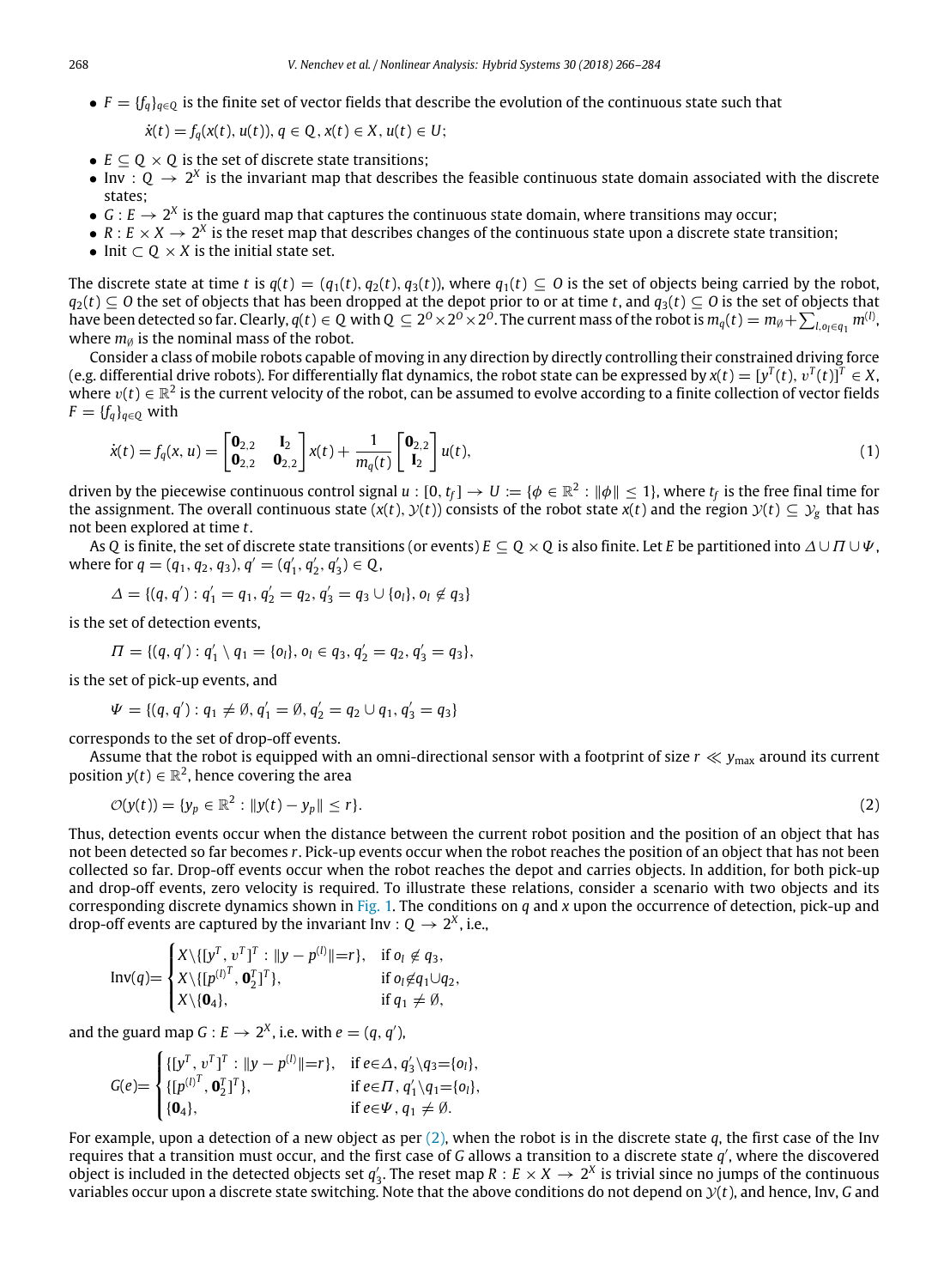- $F = \{f_q\}_{q \in Q}$ is the finite set of vector fields that describe the evolution of the continuous state such that

$$\dot{x}(t) = f_q(x(t), u(t)), q \in Q, x(t) \in X, u(t) \in U;$$

- $E \subseteq Q \times Q$ is the set of discrete state transitions;
- $\text{Inv} : Q \to 2^X$ is the invariant map that describes the feasible continuous state domain associated with the discrete states;
- $G : E \to 2^X$ is the guard map that captures the continuous state domain, where transitions may occur;
- $R : E \times X \to 2^X$ is the reset map that describes changes of the continuous state upon a discrete state transition;
- $\text{Init} \subset Q \times X$ is the initial state set.

The discrete state at time $t$ is $q(t) = (q_1(t), q_2(t), q_3(t))$, where $q_1(t) \subseteq O$ is the set of objects being carried by the robot, $q_2(t) \subseteq O$ the set of objects that has been dropped at the depot prior to or at time $t$, and $q_3(t) \subseteq O$ is the set of objects that have been detected so far. Clearly, $q(t) \in Q$ with $Q \subseteq 2^O \times 2^O \times 2^O$. The current mass of the robot is $m_q(t) = m_\emptyset + \sum_{l, o_l \in q_1} m^{(l)}$, where $m_\emptyset$ is the nominal mass of the robot.

Consider a class of mobile robots capable of moving in any direction by directly controlling their constrained driving force (e.g. differential drive robots). For differentially flat dynamics, the robot state can be expressed by $x(t) = [y^T(t), v^T(t)]^T \in X$, where $v(t) \in \mathbb{R}^2$ is the current velocity of the robot, can be assumed to evolve according to a finite collection of vector fields $F = \{f_q\}_{q \in Q}$ with

$$\dot{x}(t) = f_q(x, u) = \begin{bmatrix} \mathbf{0}_{2,2} & \mathbf{I}_2 \\ \mathbf{0}_{2,2} & \mathbf{0}_{2,2} \end{bmatrix} x(t) + \frac{1}{m_q(t)} \begin{bmatrix} \mathbf{0}_{2,2} \\ \mathbf{I}_2 \end{bmatrix} u(t), \tag{1}$$

driven by the piecewise continuous control signal $u : [0, t_f] \to U := \{\phi \in \mathbb{R}^2 : \|\phi\| \le 1\}$, where $t_f$ is the free final time for the assignment. The overall continuous state $(x(t), \mathcal{Y}(t))$ consists of the robot state $x(t)$ and the region $\mathcal{Y}(t) \subseteq \mathcal{Y}_g$ that has not been explored at time $t$.

As $Q$ is finite, the set of discrete state transitions (or events) $E \subseteq Q \times Q$ is also finite. Let $E$ be partitioned into $\Delta \cup \Pi \cup \Psi$, where for $q = (q_1, q_2, q_3), q' = (q'_1, q'_2, q'_3) \in Q$,

$$\Delta = \{(q, q') : q'_1 = q_1, q'_2 = q_2, q'_3 = q_3 \cup \{o_l\}, o_l \notin q_3\}$$

is the set of detection events,

$$\Pi = \{(q, q') : q'_1 \setminus q_1 = \{o_l\}, o_l \in q_3, q'_2 = q_2, q'_3 = q_3\},$$

is the set of pick-up events, and

$$\Psi = \{(q, q') : q_1 \neq \emptyset, q'_1 = \emptyset, q'_2 = q_2 \cup q_1, q'_3 = q_3\}$$

corresponds to the set of drop-off events.

Assume that the robot is equipped with an omni-directional sensor with a footprint of size $r \ll y_{\max}$ around its current position $y(t) \in \mathbb{R}^2$, hence covering the area

$$\mathcal{O}(y(t)) = \{y_p \in \mathbb{R}^2 : \|y(t) - y_p\| \le r\}. \tag{2}$$

Thus, detection events occur when the distance between the current robot position and the position of an object that has not been detected so far becomes $r$. Pick-up events occur when the robot reaches the position of an object that has not been collected so far. Drop-off events occur when the robot reaches the depot and carries objects. In addition, for both pick-up and drop-off events, zero velocity is required. To illustrate these relations, consider a scenario with two objects and its corresponding discrete dynamics shown in Fig. 1. The conditions on $q$ and $x$ upon the occurrence of detection, pick-up and drop-off events are captured by the invariant $\text{Inv} : Q \to 2^X$, i.e.,

$$\text{Inv}(q) = \begin{cases} X \setminus \{[y^T, v^T]^T : \|y - p^{(l)}\| = r\}, & \text{if } o_l \notin q_3, \\ X \setminus \{[p^{(l)^T}, \mathbf{0}_2^T]^T\}, & \text{if } o_l \notin q_1 \cup q_2, \\ X \setminus \{\mathbf{0}_4\}, & \text{if } q_1 \neq \emptyset, \end{cases}$$

and the guard map $G : E \to 2^X$, i.e. with $e = (q, q')$,

$$G(e) = \begin{cases} \{[y^T, v^T]^T : \|y - p^{(l)}\| = r\}, & \text{if } e \in \Delta, q'_3 \setminus q_3 = \{o_l\}, \\ \{[p^{(l)^T}, \mathbf{0}_2^T]^T\}, & \text{if } e \in \Pi, q'_1 \setminus q_1 = \{o_l\}, \\ \{\mathbf{0}_4\}, & \text{if } e \in \Psi, q_1 \neq \emptyset. \end{cases}$$

For example, upon a detection of a new object as per (2), when the robot is in the discrete state $q$, the first case of the Inv requires that a transition must occur, and the first case of $G$ allows a transition to a discrete state $q'$, where the discovered object is included in the detected objects set $q'_3$. The reset map $R : E \times X \to 2^X$ is trivial since no jumps of the continuous variables occur upon a discrete state switching. Note that the above conditions do not depend on $\mathcal{Y}(t)$, and hence, Inv, $G$ and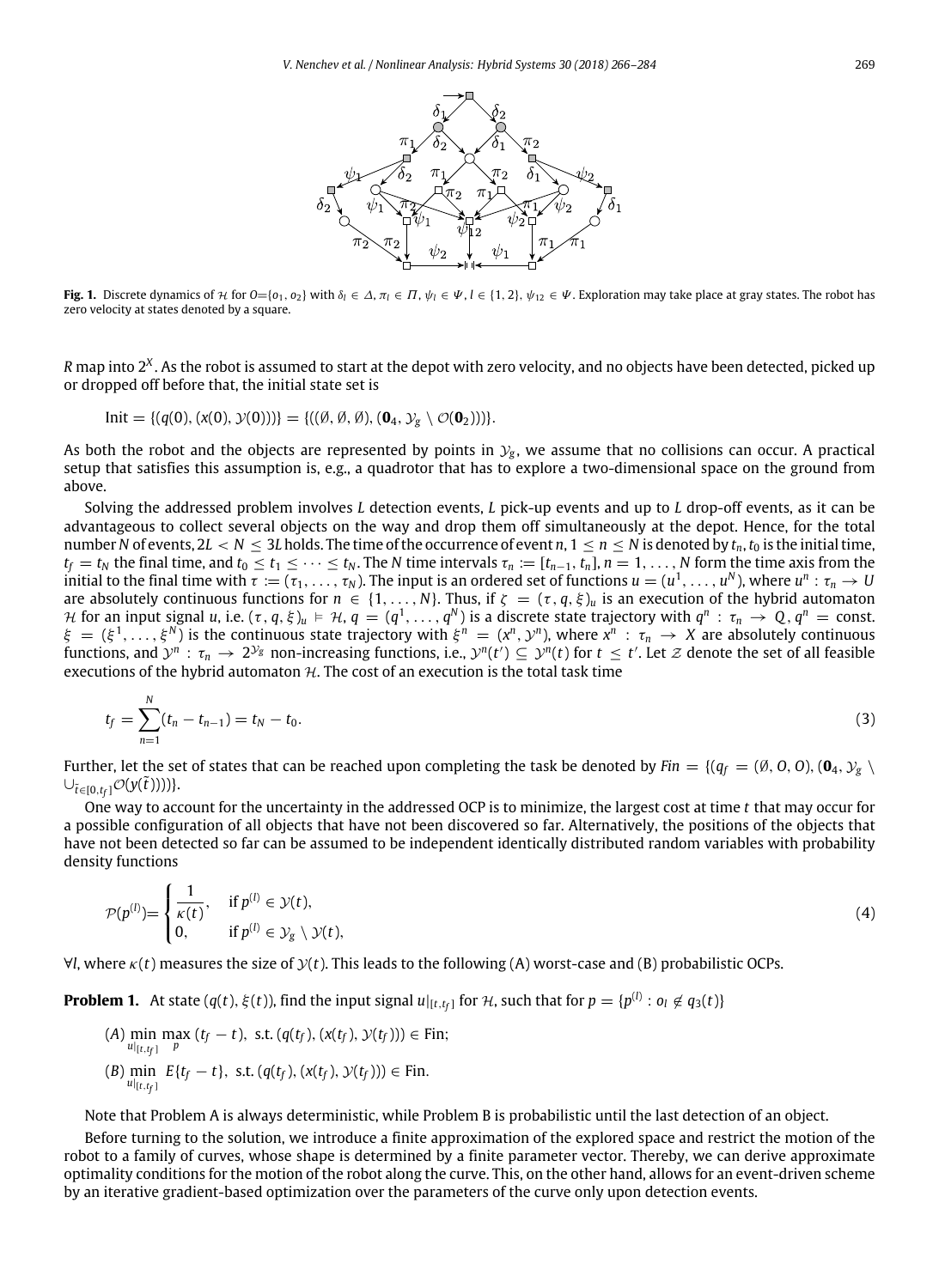**Fig. 1.** Discrete dynamics of $\mathcal{H}$ for $O$={$o_1$, $o_2$} with $\delta_l \in \Delta$, $\pi_l \in \Pi$, $\psi_l \in \Psi$, $l \in \{1, 2\}$, $\psi_{12} \in \Psi$. Exploration may take place at gray states. The robot has zero velocity at states denoted by a square.

$R$ map into $2^X$. As the robot is assumed to start at the depot with zero velocity, and no objects have been detected, picked up or dropped off before that, the initial state set is

$$\text{Init} = \{(q(0), (x(0), \mathcal{Y}(0)))\} = \{((\emptyset, \emptyset, \emptyset), (\mathbf{0}_4, \mathcal{Y}_g \setminus \mathcal{O}(\mathbf{0}_2)))\}.$$

As both the robot and the objects are represented by points in $\mathcal{Y}_g$, we assume that no collisions can occur. A practical setup that satisfies this assumption is, e.g., a quadrotor that has to explore a two-dimensional space on the ground from above.

Solving the addressed problem involves $L$ detection events, $L$ pick-up events and up to $L$ drop-off events, as it can be advantageous to collect several objects on the way and drop them off simultaneously at the depot. Hence, for the total number $N$ of events, $2L < N \leq 3L$ holds. The time of the occurrence of event $n$, $1 \leq n \leq N$ is denoted by $t_n$, $t_0$ is the initial time, $t_f = t_N$ the final time, and $t_0 \leq t_1 \leq \cdots \leq t_N$. The $N$ time intervals $\tau_n := [t_{n-1}, t_n]$, $n = 1, \ldots, N$ form the time axis from the initial to the final time with $\tau := (\tau_1, \ldots, \tau_N)$. The input is an ordered set of functions $u = (u^1, \ldots, u^N)$, where $u^n : \tau_n \to U$ are absolutely continuous functions for $n \in \{1, \ldots, N\}$. Thus, if $\zeta = (\tau, q, \xi)_u$ is an execution of the hybrid automaton $\mathcal{H}$ for an input signal $u$, i.e. $(\tau, q, \xi)_u \vDash \mathcal{H}$, $q = (q^1, \ldots, q^N)$ is a discrete state trajectory with $q^n : \tau_n \to Q$, $q^n = \text{const.}$ $\xi = (\xi^1, \ldots, \xi^N)$ is the continuous state trajectory with $\xi^n = (x^n, \mathcal{Y}^n)$, where $x^n : \tau_n \to X$ are absolutely continuous functions, and $\mathcal{Y}^n : \tau_n \to 2^{\mathcal{Y}_g}$ non-increasing functions, i.e., $\mathcal{Y}^n(t') \subseteq \mathcal{Y}^n(t)$ for $t \leq t'$. Let $\mathcal{Z}$ denote the set of all feasible executions of the hybrid automaton $\mathcal{H}$. The cost of an execution is the total task time

$$t_f = \sum_{n=1}^{N} (t_n - t_{n-1}) = t_N - t_0. \tag{3}$$

Further, let the set of states that can be reached upon completing the task be denoted by $Fin = \{(q_f = (\emptyset, O, O), (\mathbf{0}_4, \mathcal{Y}_g \setminus \cup_{\tilde{t} \in [0, t_f]} \mathcal{O}(y(\tilde{t}))))\}$.

One way to account for the uncertainty in the addressed OCP is to minimize, the largest cost at time $t$ that may occur for a possible configuration of all objects that have not been discovered so far. Alternatively, the positions of the objects that have not been detected so far can be assumed to be independent identically distributed random variables with probability density functions

$$\mathcal{P}(p^{(l)}) = \begin{cases} \dfrac{1}{\kappa(t)}, & \text{if } p^{(l)} \in \mathcal{Y}(t), \\ 0, & \text{if } p^{(l)} \in \mathcal{Y}_g \setminus \mathcal{Y}(t), \end{cases} \tag{4}$$

$\forall l$, where $\kappa(t)$ measures the size of $\mathcal{Y}(t)$. This leads to the following (A) worst-case and (B) probabilistic OCPs.

**Problem 1.** At state $(q(t), \xi(t))$, find the input signal $u|_{[t,t_f]}$ for $\mathcal{H}$, such that for $p = \{p^{(l)} : o_l \notin q_3(t)\}$

(A) $\min\limits_{u|_{[t,t_f]}} \max\limits_{p} (t_f - t)$, s.t. $(q(t_f), (x(t_f), \mathcal{Y}(t_f))) \in \text{Fin}$;

(B) $\min\limits_{u|_{[t,t_f]}} E\{t_f - t\}$, s.t. $(q(t_f), (x(t_f), \mathcal{Y}(t_f))) \in \text{Fin}$.

Note that Problem A is always deterministic, while Problem B is probabilistic until the last detection of an object.

Before turning to the solution, we introduce a finite approximation of the explored space and restrict the motion of the robot to a family of curves, whose shape is determined by a finite parameter vector. Thereby, we can derive approximate optimality conditions for the motion of the robot along the curve. This, on the other hand, allows for an event-driven scheme by an iterative gradient-based optimization over the parameters of the curve only upon detection events.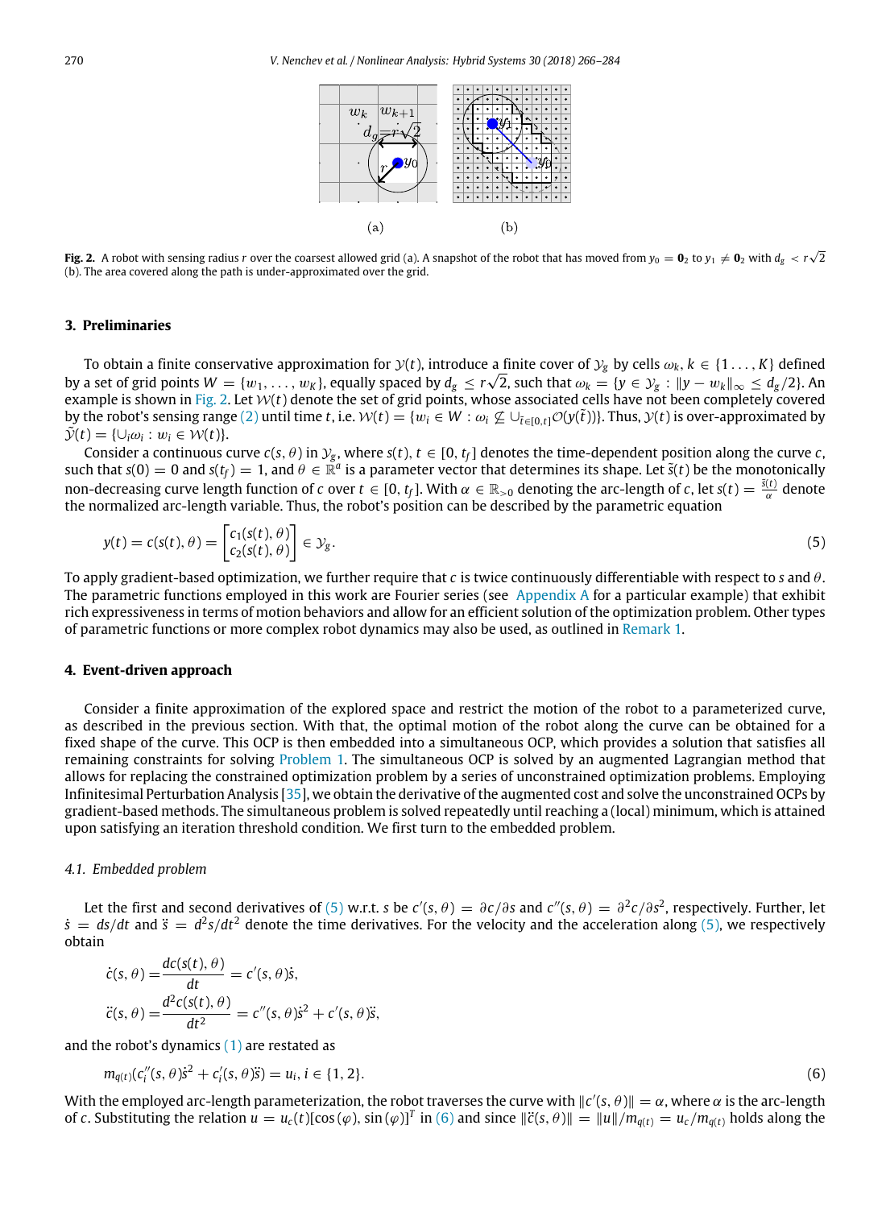(a) (b)

**Fig. 2.** A robot with sensing radius $r$ over the coarsest allowed grid (a). A snapshot of the robot that has moved from $y_0 = \mathbf{0}_2$ to $y_1 \neq \mathbf{0}_2$ with $d_g < r\sqrt{2}$ (b). The area covered along the path is under-approximated over the grid.

## 3. Preliminaries

To obtain a finite conservative approximation for $\mathcal{Y}(t)$, introduce a finite cover of $\mathcal{Y}_g$ by cells $\omega_k$, $k \in \{1 \ldots, K\}$ defined by a set of grid points $W = \{w_1, \ldots, w_K\}$, equally spaced by $d_g \leq r\sqrt{2}$, such that $\omega_k = \{y \in \mathcal{Y}_g : \|y - w_k\|_\infty \leq d_g/2\}$. An example is shown in Fig. 2. Let $\mathcal{W}(t)$ denote the set of grid points, whose associated cells have not been completely covered by the robot's sensing range (2) until time $t$, i.e. $\mathcal{W}(t) = \{w_i \in W : \omega_i \nsubseteq \cup_{\tilde{t} \in [0,t]} \mathcal{O}(y(\tilde{t}))\}$. Thus, $\mathcal{Y}(t)$ is over-approximated by $\tilde{\mathcal{Y}}(t) = \{\cup_i \omega_i : w_i \in \mathcal{W}(t)\}$.

Consider a continuous curve $c(s, \theta)$ in $\mathcal{Y}_g$, where $s(t)$, $t \in [0, t_f]$ denotes the time-dependent position along the curve $c$, such that $s(0) = 0$ and $s(t_f) = 1$, and $\theta \in \mathbb{R}^a$ is a parameter vector that determines its shape. Let $\tilde{s}(t)$ be the monotonically non-decreasing curve length function of $c$ over $t \in [0, t_f]$. With $\alpha \in \mathbb{R}_{>0}$ denoting the arc-length of $c$, let $s(t) = \frac{\tilde{s}(t)}{\alpha}$ denote the normalized arc-length variable. Thus, the robot's position can be described by the parametric equation

$$y(t) = c(s(t), \theta) = \begin{bmatrix} c_1(s(t), \theta) \\ c_2(s(t), \theta) \end{bmatrix} \in \mathcal{Y}_g. \tag{5}$$

To apply gradient-based optimization, we further require that $c$ is twice continuously differentiable with respect to $s$ and $\theta$. The parametric functions employed in this work are Fourier series (see Appendix A for a particular example) that exhibit rich expressiveness in terms of motion behaviors and allow for an efficient solution of the optimization problem. Other types of parametric functions or more complex robot dynamics may also be used, as outlined in Remark 1.

## 4. Event-driven approach

Consider a finite approximation of the explored space and restrict the motion of the robot to a parameterized curve, as described in the previous section. With that, the optimal motion of the robot along the curve can be obtained for a fixed shape of the curve. This OCP is then embedded into a simultaneous OCP, which provides a solution that satisfies all remaining constraints for solving Problem 1. The simultaneous OCP is solved by an augmented Lagrangian method that allows for replacing the constrained optimization problem by a series of unconstrained optimization problems. Employing Infinitesimal Perturbation Analysis [35], we obtain the derivative of the augmented cost and solve the unconstrained OCPs by gradient-based methods. The simultaneous problem is solved repeatedly until reaching a (local) minimum, which is attained upon satisfying an iteration threshold condition. We first turn to the embedded problem.

### *4.1. Embedded problem*

Let the first and second derivatives of (5) w.r.t. $s$ be $c'(s, \theta) = \partial c/\partial s$ and $c''(s, \theta) = \partial^2 c/\partial s^2$, respectively. Further, let $\dot{s} = ds/dt$ and $\ddot{s} = d^2s/dt^2$ denote the time derivatives. For the velocity and the acceleration along (5), we respectively obtain

$$\dot{c}(s, \theta) = \frac{dc(s(t), \theta)}{dt} = c'(s, \theta)\dot{s},$$
$$\ddot{c}(s, \theta) = \frac{d^2c(s(t), \theta)}{dt^2} = c''(s, \theta)\dot{s}^2 + c'(s, \theta)\ddot{s},$$

and the robot's dynamics (1) are restated as

$$m_{q(t)}(c_i''(s, \theta)\dot{s}^2 + c_i'(s, \theta)\ddot{s}) = u_i, i \in \{1, 2\}. \tag{6}$$

With the employed arc-length parameterization, the robot traverses the curve with $\|c'(s, \theta)\| = \alpha$, where $\alpha$ is the arc-length of $c$. Substituting the relation $u = u_c(t)[\cos(\varphi), \sin(\varphi)]^T$ in (6) and since $\|\ddot{c}(s, \theta)\| = \|u\|/m_{q(t)} = u_c/m_{q(t)}$ holds along the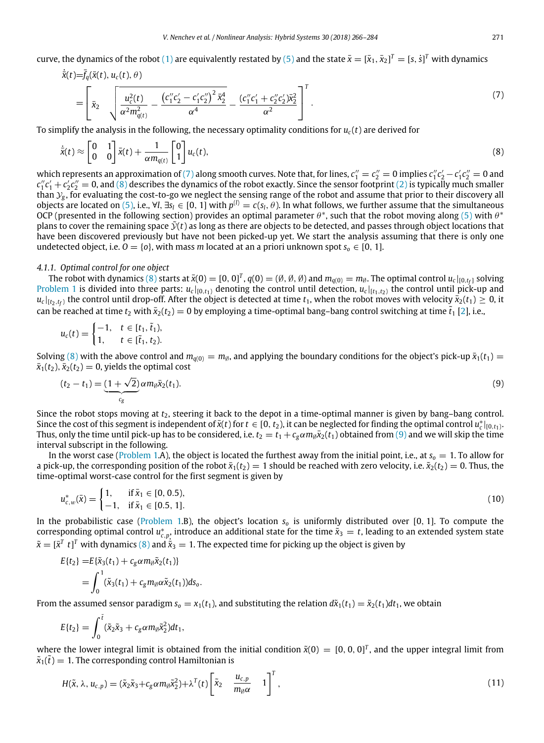curve, the dynamics of the robot (1) are equivalently restated by (5) and the state $\bar{x} = [\bar{x}_1, \bar{x}_2]^T = [s, \dot{s}]^T$ with dynamics

$$
\begin{aligned}
\dot{\bar{x}}(t) &= \bar{f}_q(\bar{x}(t), u_c(t), \theta) \\
&= \left[ \bar{x}_2 \quad \sqrt{\frac{u_c^2(t)}{\alpha^2 m_{q(t)}^2} - \frac{\left(c_1''c_2' - c_1'c_2''\right)^2 \bar{x}_2^4}{\alpha^4}} - \frac{(c_1''c_1' + c_2''c_2')\bar{x}_2^2}{\alpha^2} \right]^T.
\end{aligned}
\tag{7}
$$

To simplify the analysis in the following, the necessary optimality conditions for $u_c(t)$ are derived for

$$
\dot{\bar{x}}(t) \approx \begin{bmatrix} 0 & 1 \\ 0 & 0 \end{bmatrix} \bar{x}(t) + \frac{1}{\alpha m_{q(t)}} \begin{bmatrix} 0 \\ 1 \end{bmatrix} u_c(t),
\tag{8}
$$

which represents an approximation of (7) along smooth curves. Note that, for lines, $c_1'' = c_2'' = 0$ implies $c_1''c_2' - c_1'c_2'' = 0$ and $c_1''c_1' + c_2'c_2'' = 0$, and (8) describes the dynamics of the robot exactly. Since the sensor footprint (2) is typically much smaller than $\mathcal{Y}_g$, for evaluating the cost-to-go we neglect the sensing range of the robot and assume that prior to their discovery all objects are located on (5), i.e., $\forall l$, $\exists s_l \in [0, 1]$ with $p^{(l)} = c(s_l, \theta)$. In what follows, we further assume that the simultaneous OCP (presented in the following section) provides an optimal parameter $\theta^*$, such that the robot moving along (5) with $\theta^*$ plans to cover the remaining space $\tilde{\mathcal{Y}}(t)$ as long as there are objects to be detected, and passes through object locations that have been discovered previously but have not been picked-up yet. We start the analysis assuming that there is only one undetected object, i.e. $O = \{o\}$, with mass $m$ located at an a priori unknown spot $s_o \in [0, 1]$.

#### 4.1.1. Optimal control for one object

The robot with dynamics (8) starts at $\bar{x}(0) = [0, 0]^T$, $q(0) = (\emptyset, \emptyset, \emptyset)$ and $m_{q(0)} = m_\emptyset$. The optimal control $u_c|_{[0,t_f]}$ solving Problem 1 is divided into three parts: $u_c|_{[0,t_1)}$ denoting the control until detection, $u_c|_{[t_1,t_2)}$ the control until pick-up and $u_c|_{[t_2,t_f)}$ the control until drop-off. After the object is detected at time $t_1$, when the robot moves with velocity $\bar{x}_2(t_1) \geq 0$, it can be reached at time $t_2$ with $\bar{x}_2(t_2) = 0$ by employing a time-optimal bang–bang control switching at time $\tilde{t}_1$ [2], i.e.,

$$
u_c(t) = \begin{cases} -1, & t \in [t_1, \tilde{t}_1), \\ 1, & t \in [\tilde{t}_1, t_2). \end{cases}
$$

Solving (8) with the above control and $m_{q(0)} = m_\emptyset$, and applying the boundary conditions for the object's pick-up $\bar{x}_1(t_1) = \bar{x}_1(t_2)$, $\bar{x}_2(t_2) = 0$, yields the optimal cost

$$
(t_2 - t_1) = \underbrace{(1 + \sqrt{2})}_{c_g} \alpha m_\emptyset \bar{x}_2(t_1).
\tag{9}
$$

Since the robot stops moving at $t_2$, steering it back to the depot in a time-optimal manner is given by bang–bang control. Since the cost of this segment is independent of $\bar{x}(t)$ for $t \in [0, t_2)$, it can be neglected for finding the optimal control $u_c^*|_{[0,t_1)}$. Thus, only the time until pick-up has to be considered, i.e. $t_2 = t_1 + c_g \alpha m_\emptyset \bar{x}_2(t_1)$ obtained from (9) and we will skip the time interval subscript in the following.

In the worst case (Problem 1.A), the object is located the furthest away from the initial point, i.e., at $s_o = 1$. To allow for a pick-up, the corresponding position of the robot $\bar{x}_1(t_2) = 1$ should be reached with zero velocity, i.e. $\bar{x}_2(t_2) = 0$. Thus, the time-optimal worst-case control for the first segment is given by

$$
u_{c,w}^*(\bar{x}) = \begin{cases} 1, & \text{if } \bar{x}_1 \in [0, 0.5), \\ -1, & \text{if } \bar{x}_1 \in [0.5, 1]. \end{cases}
\tag{10}
$$

In the probabilistic case (Problem 1.B), the object's location $s_o$ is uniformly distributed over $[0, 1]$. To compute the corresponding optimal control $u_{c,p}^*$, introduce an additional state for the time $\tilde{x}_3 = t$, leading to an extended system state $\tilde{x} = [\bar{x}^T \ t]^T$ with dynamics (8) and $\dot{\tilde{x}}_3 = 1$. The expected time for picking up the object is given by

$$
\begin{aligned}
E\{t_2\} &= E\{\tilde{x}_3(t_1) + c_g \alpha m_\emptyset \tilde{x}_2(t_1)\} \\
&= \int_0^1 (\tilde{x}_3(t_1) + c_g m_\emptyset \alpha \tilde{x}_2(t_1)) ds_o.
\end{aligned}
$$

From the assumed sensor paradigm $s_o = x_1(t_1)$, and substituting the relation $d\tilde{x}_1(t_1) = \tilde{x}_2(t_1)dt_1$, we obtain

$$
E\{t_2\} = \int_0^{\tilde{t}} (\tilde{x}_2 \tilde{x}_3 + c_g \alpha m_\emptyset \tilde{x}_2^2) dt_1,
$$

where the lower integral limit is obtained from the initial condition $\tilde{x}(0) = [0, 0, 0]^T$, and the upper integral limit from $\tilde{x}_1(\tilde{t}) = 1$. The corresponding control Hamiltonian is

$$
H(\tilde{x}, \lambda, u_{c,p}) = (\tilde{x}_2 \tilde{x}_3 + c_g \alpha m_\emptyset \tilde{x}_2^2) + \lambda^T(t) \begin{bmatrix} \tilde{x}_2 & \dfrac{u_{c,p}}{m_\emptyset \alpha} & 1 \end{bmatrix}^T,
\tag{11}
$$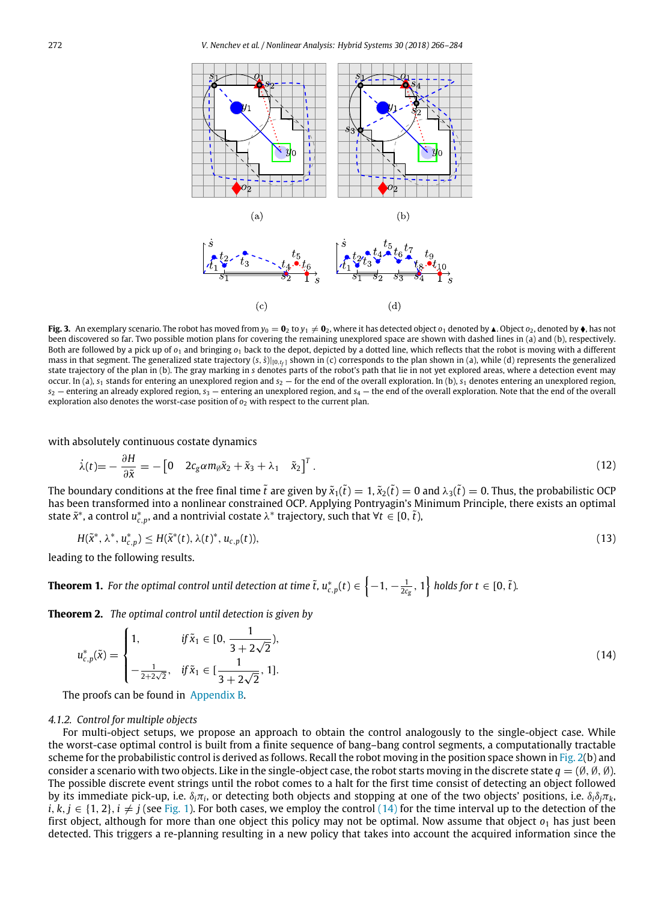(a)

(b)

(c)

(d)

**Fig. 3.** An exemplary scenario. The robot has moved from $y_0 = \mathbf{0}_2$ to $y_1 \neq \mathbf{0}_2$, where it has detected object $o_1$ denoted by ▲. Object $o_2$, denoted by ⧫, has not been discovered so far. Two possible motion plans for covering the remaining unexplored space are shown with dashed lines in (a) and (b), respectively. Both are followed by a pick up of $o_1$ and bringing $o_1$ back to the depot, depicted by a dotted line, which reflects that the robot is moving with a different mass in that segment. The generalized state trajectory $(s, \dot{s})|_{[0,t_f]}$ shown in (c) corresponds to the plan shown in (a), while (d) represents the generalized state trajectory of the plan in (b). The gray marking in $s$ denotes parts of the robot's path that lie in not yet explored areas, where a detection event may occur. In (a), $s_1$ stands for entering an unexplored region and $s_2$ — for the end of the overall exploration. In (b), $s_1$ denotes entering an unexplored region, $s_2$ — entering an already explored region, $s_3$ — entering an unexplored region, and $s_4$ — the end of the overall exploration. Note that the end of the overall exploration also denotes the worst-case position of $o_2$ with respect to the current plan.

with absolutely continuous costate dynamics

$$\dot{\lambda}(t) = -\frac{\partial H}{\partial \tilde{x}} = -\begin{bmatrix} 0 & 2c_g \alpha m_\emptyset \tilde{x}_2 + \tilde{x}_3 + \lambda_1 & \tilde{x}_2 \end{bmatrix}^T. \tag{12}$$

The boundary conditions at the free final time $\tilde{t}$ are given by $\tilde{x}_1(\tilde{t}) = 1$, $\tilde{x}_2(\tilde{t}) = 0$ and $\lambda_3(\tilde{t}) = 0$. Thus, the probabilistic OCP has been transformed into a nonlinear constrained OCP. Applying Pontryagin's Minimum Principle, there exists an optimal state $\tilde{x}^*$, a control $u^*_{c,p}$, and a nontrivial costate $\lambda^*$ trajectory, such that $\forall t \in [0, \tilde{t})$,

$$H(\tilde{x}^*, \lambda^*, u^*_{c,p}) \leq H(\tilde{x}^*(t), \lambda(t)^*, u_{c,p}(t)), \tag{13}$$

leading to the following results.

**Theorem 1.** *For the optimal control until detection at time $\tilde{t}$, $u^*_{c,p}(t) \in \left\{-1, -\frac{1}{2c_g}, 1\right\}$ holds for $t \in [0, \tilde{t})$.*

**Theorem 2.** *The optimal control until detection is given by*

$$u^*_{c,p}(\tilde{x}) = \begin{cases} 1, & \text{if } \tilde{x}_1 \in [0, \dfrac{1}{3+2\sqrt{2}}), \\ -\frac{1}{2+2\sqrt{2}}, & \text{if } \tilde{x}_1 \in [\dfrac{1}{3+2\sqrt{2}}, 1]. \end{cases} \tag{14}$$

The proofs can be found in Appendix B.

#### 4.1.2. Control for multiple objects

For multi-object setups, we propose an approach to obtain the control analogously to the single-object case. While the worst-case optimal control is built from a finite sequence of bang–bang control segments, a computationally tractable scheme for the probabilistic control is derived as follows. Recall the robot moving in the position space shown in Fig. 2(b) and consider a scenario with two objects. Like in the single-object case, the robot starts moving in the discrete state $q = (\emptyset, \emptyset, \emptyset)$. The possible discrete event strings until the robot comes to a halt for the first time consist of detecting an object followed by its immediate pick-up, i.e. $\delta_i \pi_i$, or detecting both objects and stopping at one of the two objects' positions, i.e. $\delta_i \delta_j \pi_k$, $i, k, j \in \{1, 2\}$, $i \neq j$ (see Fig. 1). For both cases, we employ the control (14) for the time interval up to the detection of the first object, although for more than one object this policy may not be optimal. Now assume that object $o_1$ has just been detected. This triggers a re-planning resulting in a new policy that takes into account the acquired information since the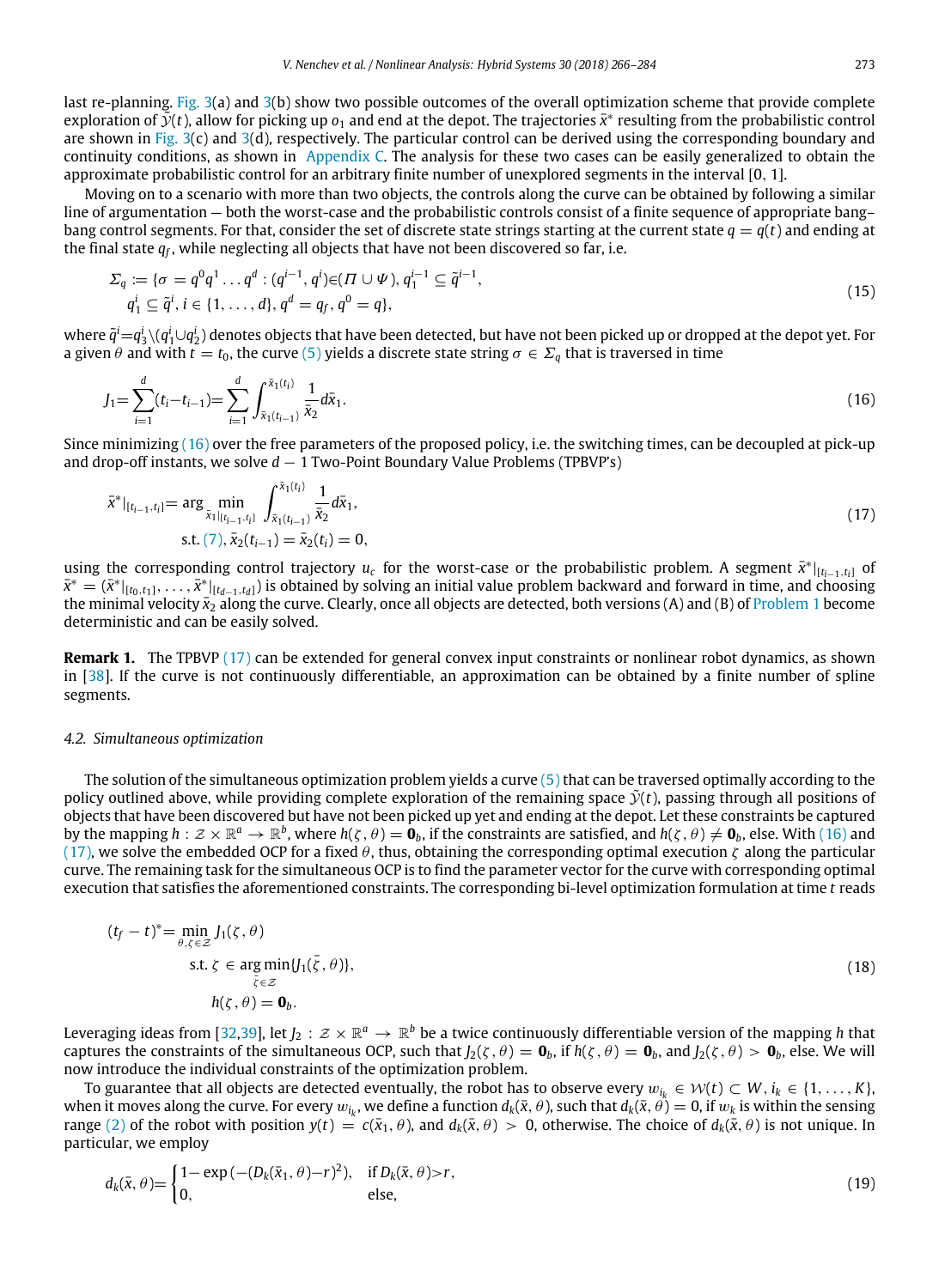last re-planning. Fig. 3(a) and 3(b) show two possible outcomes of the overall optimization scheme that provide complete exploration of $\tilde{\mathcal{Y}}(t)$, allow for picking up $o_1$ and end at the depot. The trajectories $\bar{x}^*$ resulting from the probabilistic control are shown in Fig. 3(c) and 3(d), respectively. The particular control can be derived using the corresponding boundary and continuity conditions, as shown in Appendix C. The analysis for these two cases can be easily generalized to obtain the approximate probabilistic control for an arbitrary finite number of unexplored segments in the interval [0, 1].

Moving on to a scenario with more than two objects, the controls along the curve can be obtained by following a similar line of argumentation — both the worst-case and the probabilistic controls consist of a finite sequence of appropriate bang–bang control segments. For that, consider the set of discrete state strings starting at the current state $q = q(t)$ and ending at the final state $q_f$, while neglecting all objects that have not been discovered so far, i.e.

$$
\begin{aligned}
\Sigma_q := \{\sigma = q^0 q^1 \dots q^d : (q^{i-1}, q^i) \in (\Pi \cup \Psi),\, q_1^{i-1} \subseteq \tilde{q}^{i-1},\\
q_1^i \subseteq \tilde{q}^i,\, i \in \{1, \dots, d\},\, q^d = q_f,\, q^0 = q\},
\end{aligned}
\tag{15}
$$

where $\tilde{q}^i = q_3^i \backslash (q_1^i \cup q_2^i)$ denotes objects that have been detected, but have not been picked up or dropped at the depot yet. For a given $\theta$ and with $t = t_0$, the curve (5) yields a discrete state string $\sigma \in \Sigma_q$ that is traversed in time

$$
J_1 = \sum_{i=1}^{d} (t_i - t_{i-1}) = \sum_{i=1}^{d} \int_{\bar{x}_1(t_{i-1})}^{\bar{x}_1(t_i)} \frac{1}{\bar{x}_2} d\bar{x}_1. \tag{16}
$$

Since minimizing (16) over the free parameters of the proposed policy, i.e. the switching times, can be decoupled at pick-up and drop-off instants, we solve $d - 1$ Two-Point Boundary Value Problems (TPBVP's)

$$
\begin{aligned}
\bar{x}^*|_{[t_{i-1}, t_i]} = \arg \min_{\bar{x}_1|_{[t_{i-1}, t_i]}} \int_{\bar{x}_1(t_{i-1})}^{\bar{x}_1(t_i)} \frac{1}{\bar{x}_2} d\bar{x}_1,\\
\text{s.t. } (7),\, \bar{x}_2(t_{i-1}) = \bar{x}_2(t_i) = 0,
\end{aligned}
\tag{17}
$$

using the corresponding control trajectory $u_c$ for the worst-case or the probabilistic problem. A segment $\bar{x}^*|_{[t_{i-1}, t_i]}$ of $\bar{x}^* = (\bar{x}^*|_{[t_0, t_1]}, \dots, \bar{x}^*|_{[t_{d-1}, t_d]})$ is obtained by solving an initial value problem backward and forward in time, and choosing the minimal velocity $\bar{x}_2$ along the curve. Clearly, once all objects are detected, both versions (A) and (B) of Problem 1 become deterministic and can be easily solved.

**Remark 1.** The TPBVP (17) can be extended for general convex input constraints or nonlinear robot dynamics, as shown in [38]. If the curve is not continuously differentiable, an approximation can be obtained by a finite number of spline segments.

### 4.2. Simultaneous optimization

The solution of the simultaneous optimization problem yields a curve (5) that can be traversed optimally according to the policy outlined above, while providing complete exploration of the remaining space $\tilde{\mathcal{Y}}(t)$, passing through all positions of objects that have been discovered but have not been picked up yet and ending at the depot. Let these constraints be captured by the mapping $h : \mathcal{Z} \times \mathbb{R}^a \to \mathbb{R}^b$, where $h(\zeta, \theta) = \mathbf{0}_b$, if the constraints are satisfied, and $h(\zeta, \theta) \neq \mathbf{0}_b$, else. With (16) and (17), we solve the embedded OCP for a fixed $\theta$, thus, obtaining the corresponding optimal execution $\zeta$ along the particular curve. The remaining task for the simultaneous OCP is to find the parameter vector for the curve with corresponding optimal execution that satisfies the aforementioned constraints. The corresponding bi-level optimization formulation at time $t$ reads

$$
\begin{aligned}
(t_f - t)^* = \min_{\theta, \zeta \in \mathcal{Z}} J_1(\zeta, \theta)\\
\text{s.t. } \zeta \in \arg\min_{\bar{\zeta} \in \mathcal{Z}} \{J_1(\bar{\zeta}, \theta)\},\\
h(\zeta, \theta) = \mathbf{0}_b.
\end{aligned}
\tag{18}
$$

Leveraging ideas from [32,39], let $J_2 : \mathcal{Z} \times \mathbb{R}^a \to \mathbb{R}^b$ be a twice continuously differentiable version of the mapping $h$ that captures the constraints of the simultaneous OCP, such that $J_2(\zeta, \theta) = \mathbf{0}_b$, if $h(\zeta, \theta) = \mathbf{0}_b$, and $J_2(\zeta, \theta) > \mathbf{0}_b$, else. We will now introduce the individual constraints of the optimization problem.

To guarantee that all objects are detected eventually, the robot has to observe every $w_{i_k} \in \mathcal{W}(t) \subset W$, $i_k \in \{1, \dots, K\}$, when it moves along the curve. For every $w_{i_k}$, we define a function $d_k(\bar{x}, \theta)$, such that $d_k(\bar{x}, \theta) = 0$, if $w_k$ is within the sensing range (2) of the robot with position $y(t) = c(\bar{x}_1, \theta)$, and $d_k(\bar{x}, \theta) > 0$, otherwise. The choice of $d_k(\bar{x}, \theta)$ is not unique. In particular, we employ

$$
d_k(\bar{x}, \theta) = \begin{cases} 1 - \exp\left(-(D_k(\bar{x}_1, \theta) - r)^2\right), & \text{if } D_k(\bar{x}, \theta) > r, \\ 0, & \text{else,} \end{cases} \tag{19}
$$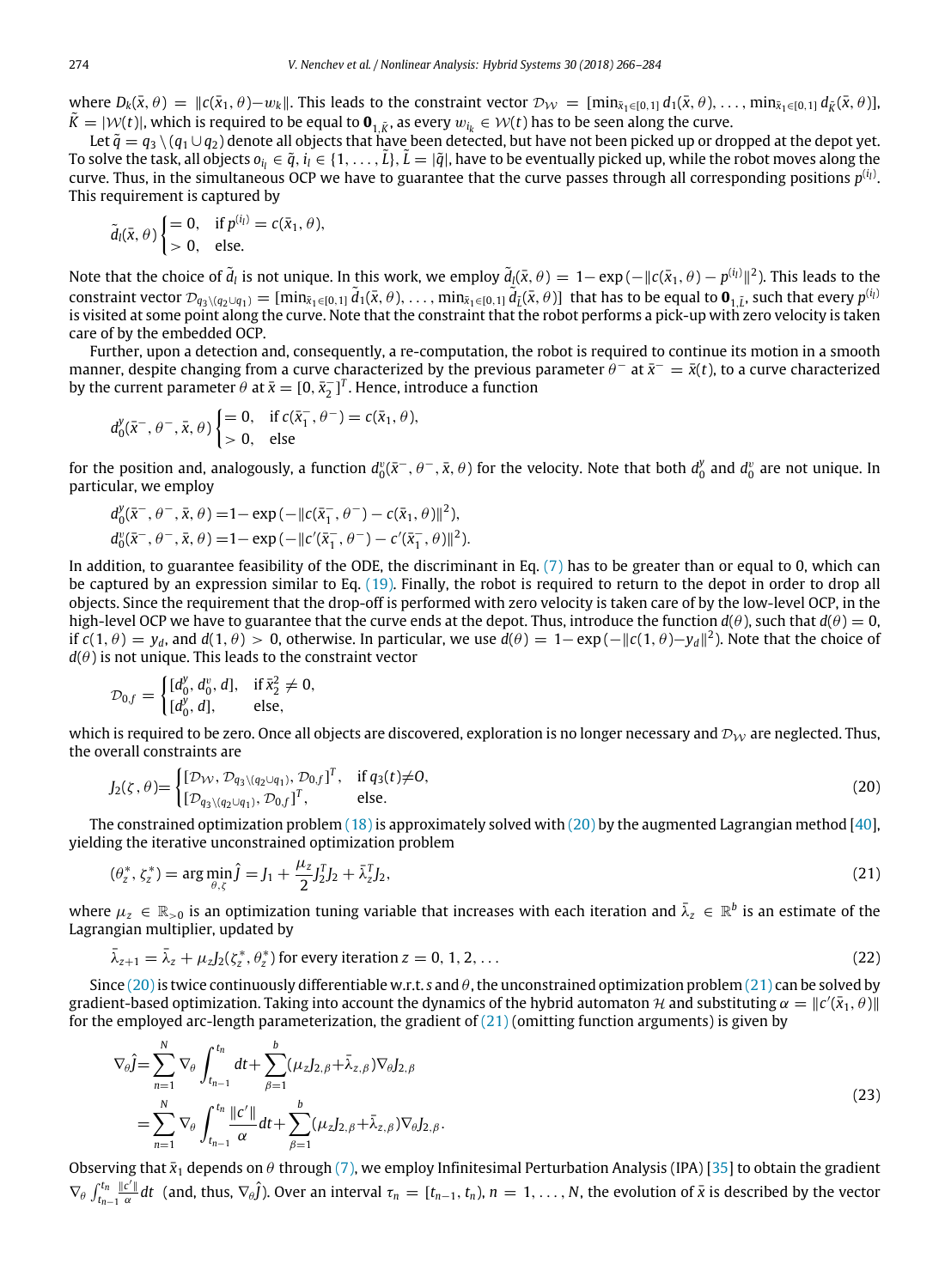where $D_k(\bar{x}, \theta) = \|c(\bar{x}_1, \theta) - w_k\|$. This leads to the constraint vector $\mathcal{D}_\mathcal{W} = [\min_{\bar{x}_1 \in [0,1]} d_1(\bar{x}, \theta), \ldots, \min_{\bar{x}_1 \in [0,1]} d_{\tilde{K}}(\bar{x}, \theta)]$, $\tilde{K} = |\mathcal{W}(t)|$, which is required to be equal to $\mathbf{0}_{1,\tilde{K}}$, as every $w_{i_k} \in \mathcal{W}(t)$ has to be seen along the curve.

Let $\tilde{q} = q_3 \setminus (q_1 \cup q_2)$ denote all objects that have been detected, but have not been picked up or dropped at the depot yet. To solve the task, all objects $o_{i_l} \in \tilde{q}$, $i_l \in \{1, \ldots, \tilde{L}\}$, $\tilde{L} = |\tilde{q}|$, have to be eventually picked up, while the robot moves along the curve. Thus, in the simultaneous OCP we have to guarantee that the curve passes through all corresponding positions $p^{(i_l)}$. This requirement is captured by

$$\tilde{d}_l(\bar{x}, \theta) \begin{cases} = 0, & \text{if } p^{(i_l)} = c(\bar{x}_1, \theta), \\ > 0, & \text{else.} \end{cases}$$

Note that the choice of $\tilde{d}_l$ is not unique. In this work, we employ $\tilde{d}_l(\bar{x}, \theta) = 1 - \exp(-\|c(\bar{x}_1, \theta) - p^{(i_l)}\|^2)$. This leads to the constraint vector $\mathcal{D}_{q_3 \setminus (q_2 \cup q_1)} = [\min_{\bar{x}_1 \in [0,1]} \tilde{d}_1(\bar{x}, \theta), \ldots, \min_{\bar{x}_1 \in [0,1]} \tilde{d}_{\tilde{L}}(\bar{x}, \theta)]$ that has to be equal to $\mathbf{0}_{1,\tilde{L}}$, such that every $p^{(i_l)}$ is visited at some point along the curve. Note that the constraint that the robot performs a pick-up with zero velocity is taken care of by the embedded OCP.

Further, upon a detection and, consequently, a re-computation, the robot is required to continue its motion in a smooth manner, despite changing from a curve characterized by the previous parameter $\theta^-$ at $\bar{x}^- = \bar{x}(t)$, to a curve characterized by the current parameter $\theta$ at $\bar{x} = [0, \bar{x}_2^-]^T$. Hence, introduce a function

$$d_0^y(\bar{x}^-, \theta^-, \bar{x}, \theta) \begin{cases} = 0, & \text{if } c(\bar{x}_1^-, \theta^-) = c(\bar{x}_1, \theta), \\ > 0, & \text{else} \end{cases}$$

for the position and, analogously, a function $d_0^v(\bar{x}^-, \theta^-, \bar{x}, \theta)$ for the velocity. Note that both $d_0^y$ and $d_0^v$ are not unique. In particular, we employ

$$d_0^y(\bar{x}^-, \theta^-, \bar{x}, \theta) = 1 - \exp(-\|c(\bar{x}_1^-, \theta^-) - c(\bar{x}_1, \theta)\|^2),$$
$$d_0^v(\bar{x}^-, \theta^-, \bar{x}, \theta) = 1 - \exp(-\|c'(\bar{x}_1^-, \theta^-) - c'(\bar{x}_1^-, \theta)\|^2).$$

In addition, to guarantee feasibility of the ODE, the discriminant in Eq. (7) has to be greater than or equal to 0, which can be captured by an expression similar to Eq. (19). Finally, the robot is required to return to the depot in order to drop all objects. Since the requirement that the drop-off is performed with zero velocity is taken care of by the low-level OCP, in the high-level OCP we have to guarantee that the curve ends at the depot. Thus, introduce the function $d(\theta)$, such that $d(\theta) = 0$, if $c(1, \theta) = y_d$, and $d(1, \theta) > 0$, otherwise. In particular, we use $d(\theta) = 1 - \exp(-\|c(1, \theta) - y_d\|^2)$. Note that the choice of $d(\theta)$ is not unique. This leads to the constraint vector

$$\mathcal{D}_{0,f} = \begin{cases} [d_0^y, d_0^v, d], & \text{if } \bar{x}_2^2 \neq 0, \\ [d_0^y, d], & \text{else,} \end{cases}$$

which is required to be zero. Once all objects are discovered, exploration is no longer necessary and $\mathcal{D}_\mathcal{W}$ are neglected. Thus, the overall constraints are

$$J_2(\zeta, \theta) = \begin{cases} [\mathcal{D}_\mathcal{W}, \mathcal{D}_{q_3 \setminus (q_2 \cup q_1)}, \mathcal{D}_{0,f}]^T, & \text{if } q_3(t) \neq O, \\ [\mathcal{D}_{q_3 \setminus (q_2 \cup q_1)}, \mathcal{D}_{0,f}]^T, & \text{else.} \end{cases} \tag{20}$$

The constrained optimization problem (18) is approximately solved with (20) by the augmented Lagrangian method [40], yielding the iterative unconstrained optimization problem

$$(\theta_z^*, \zeta_z^*) = \arg\min_{\theta, \zeta} \hat{J} = J_1 + \frac{\mu_z}{2} J_2^T J_2 + \bar{\lambda}_z^T J_2, \tag{21}$$

where $\mu_z \in \mathbb{R}_{>0}$ is an optimization tuning variable that increases with each iteration and $\bar{\lambda}_z \in \mathbb{R}^b$ is an estimate of the Lagrangian multiplier, updated by

$$\bar{\lambda}_{z+1} = \bar{\lambda}_z + \mu_z J_2(\zeta_z^*, \theta_z^*) \text{ for every iteration } z = 0, 1, 2, \ldots \tag{22}$$

Since (20) is twice continuously differentiable w.r.t. $s$ and $\theta$, the unconstrained optimization problem (21) can be solved by gradient-based optimization. Taking into account the dynamics of the hybrid automaton $\mathcal{H}$ and substituting $\alpha = \|c'(\bar{x}_1, \theta)\|$ for the employed arc-length parameterization, the gradient of (21) (omitting function arguments) is given by

$$\begin{aligned} \nabla_\theta \hat{J} &= \sum_{n=1}^{N} \nabla_\theta \int_{t_{n-1}}^{t_n} dt + \sum_{\beta=1}^{b} (\mu_z J_{2,\beta} + \bar{\lambda}_{z,\beta}) \nabla_\theta J_{2,\beta} \\ &= \sum_{n=1}^{N} \nabla_\theta \int_{t_{n-1}}^{t_n} \frac{\|c'\|}{\alpha} dt + \sum_{\beta=1}^{b} (\mu_z J_{2,\beta} + \bar{\lambda}_{z,\beta}) \nabla_\theta J_{2,\beta}. \end{aligned} \tag{23}$$

Observing that $\bar{x}_1$ depends on $\theta$ through (7), we employ Infinitesimal Perturbation Analysis (IPA) [35] to obtain the gradient $\nabla_\theta \int_{t_{n-1}}^{t_n} \frac{\|c'\|}{\alpha} dt$ (and, thus, $\nabla_\theta \hat{J}$). Over an interval $\tau_n = [t_{n-1}, t_n)$, $n = 1, \ldots, N$, the evolution of $\bar{x}$ is described by the vector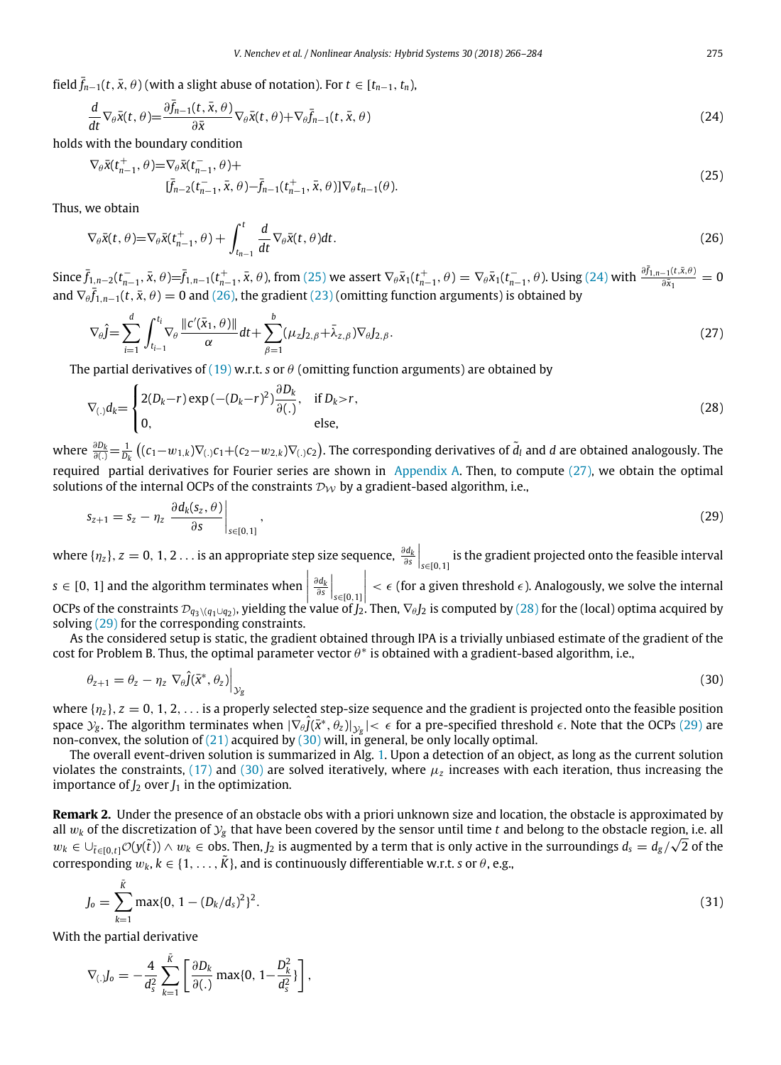field $\bar{f}_{n-1}(t, \bar{x}, \theta)$ (with a slight abuse of notation). For $t \in [t_{n-1}, t_n)$,

$$\frac{d}{dt}\nabla_\theta \bar{x}(t,\theta) = \frac{\partial \bar{f}_{n-1}(t,\bar{x},\theta)}{\partial \bar{x}}\nabla_\theta \bar{x}(t,\theta) + \nabla_\theta \bar{f}_{n-1}(t,\bar{x},\theta) \tag{24}$$

holds with the boundary condition

$$\nabla_\theta \bar{x}(t^+_{n-1},\theta) = \nabla_\theta \bar{x}(t^-_{n-1},\theta) + [\bar{f}_{n-2}(t^-_{n-1},\bar{x},\theta) - \bar{f}_{n-1}(t^+_{n-1},\bar{x},\theta)]\nabla_\theta t_{n-1}(\theta). \tag{25}$$

Thus, we obtain

$$\nabla_\theta \bar{x}(t,\theta) = \nabla_\theta \bar{x}(t^+_{n-1},\theta) + \int_{t_{n-1}}^{t} \frac{d}{dt}\nabla_\theta \bar{x}(t,\theta)dt. \tag{26}$$

Since $\bar{f}_{1,n-2}(t^-_{n-1},\bar{x},\theta) = \bar{f}_{1,n-1}(t^+_{n-1},\bar{x},\theta)$, from (25) we assert $\nabla_\theta \bar{x}_1(t^+_{n-1},\theta) = \nabla_\theta \bar{x}_1(t^-_{n-1},\theta)$. Using (24) with $\frac{\partial \bar{f}_{1,n-1}(t,\bar{x},\theta)}{\partial \bar{x}_1} = 0$ and $\nabla_\theta \bar{f}_{1,n-1}(t,\bar{x},\theta) = 0$ and (26), the gradient (23) (omitting function arguments) is obtained by

$$\nabla_\theta \hat{J} = \sum_{i=1}^{d}\int_{t_{i-1}}^{t_i}\nabla_\theta \frac{\|c'(\bar{x}_1,\theta)\|}{\alpha}dt + \sum_{\beta=1}^{b}(\mu_z J_{2,\beta} + \bar{\lambda}_{z,\beta})\nabla_\theta J_{2,\beta}. \tag{27}$$

The partial derivatives of (19) w.r.t. $s$ or $\theta$ (omitting function arguments) are obtained by

$$\nabla_{(.)}d_k = \begin{cases} 2(D_k - r)\exp(-(D_k - r)^2)\dfrac{\partial D_k}{\partial(.)}, & \text{if } D_k > r, \\ 0, & \text{else,} \end{cases} \tag{28}$$

where $\frac{\partial D_k}{\partial(.)} = \frac{1}{D_k}\left((c_1 - w_{1,k})\nabla_{(.)}c_1 + (c_2 - w_{2,k})\nabla_{(.)}c_2\right)$. The corresponding derivatives of $\tilde{d}_l$ and $d$ are obtained analogously. The required partial derivatives for Fourier series are shown in Appendix A. Then, to compute (27), we obtain the optimal solutions of the internal OCPs of the constraints $\mathcal{D}_{\mathcal{W}}$ by a gradient-based algorithm, i.e.,

$$s_{z+1} = s_z - \eta_z \left.\frac{\partial d_k(s_z,\theta)}{\partial s}\right|_{s\in[0,1]}, \tag{29}$$

where $\{\eta_z\}, z = 0, 1, 2 \ldots$ is an appropriate step size sequence, $\left.\frac{\partial d_k}{\partial s}\right|_{s\in[0,1]}$ is the gradient projected onto the feasible interval $s \in [0, 1]$ and the algorithm terminates when $\left|\left.\frac{\partial d_k}{\partial s}\right|_{s\in[0,1]}\right| < \epsilon$ (for a given threshold $\epsilon$). Analogously, we solve the internal OCPs of the constraints $\mathcal{D}_{q_3\setminus(q_1\cup q_2)}$, yielding the value of $J_2$. Then, $\nabla_\theta J_2$ is computed by (28) for the (local) optima acquired by solving (29) for the corresponding constraints.

As the considered setup is static, the gradient obtained through IPA is a trivially unbiased estimate of the gradient of the cost for Problem B. Thus, the optimal parameter vector $\theta^*$ is obtained with a gradient-based algorithm, i.e.,

$$\theta_{z+1} = \theta_z - \eta_z \left.\nabla_\theta \hat{J}(\bar{x}^*,\theta_z)\right|_{\mathcal{Y}_g} \tag{30}$$

where $\{\eta_z\}, z = 0, 1, 2, \ldots$ is a properly selected step-size sequence and the gradient is projected onto the feasible position space $\mathcal{Y}_g$. The algorithm terminates when $|\nabla_\theta \hat{J}(\bar{x}^*,\theta_z)|_{\mathcal{Y}_g}| < \epsilon$ for a pre-specified threshold $\epsilon$. Note that the OCPs (29) are non-convex, the solution of (21) acquired by (30) will, in general, be only locally optimal.

The overall event-driven solution is summarized in Alg. 1. Upon a detection of an object, as long as the current solution violates the constraints, (17) and (30) are solved iteratively, where $\mu_z$ increases with each iteration, thus increasing the importance of $J_2$ over $J_1$ in the optimization.

**Remark 2.** Under the presence of an obstacle obs with a priori unknown size and location, the obstacle is approximated by all $w_k$ of the discretization of $\mathcal{Y}_g$ that have been covered by the sensor until time $t$ and belong to the obstacle region, i.e. all $w_k \in \cup_{\tilde{t}\in[0,t]}\mathcal{O}(y(\tilde{t})) \wedge w_k \in$ obs. Then, $J_2$ is augmented by a term that is only active in the surroundings $d_s = d_g/\sqrt{2}$ of the corresponding $w_k$, $k \in \{1, \ldots, \tilde{K}\}$, and is continuously differentiable w.r.t. $s$ or $\theta$, e.g.,

$$J_o = \sum_{k=1}^{\tilde{K}} \max\{0, 1 - (D_k/d_s)^2\}^2. \tag{31}$$

With the partial derivative

$$\nabla_{(.)}J_o = -\frac{4}{d_s^2}\sum_{k=1}^{\tilde{K}}\left[\frac{\partial D_k}{\partial(.)}\max\{0, 1 - \frac{D_k^2}{d_s^2}\}\right],$$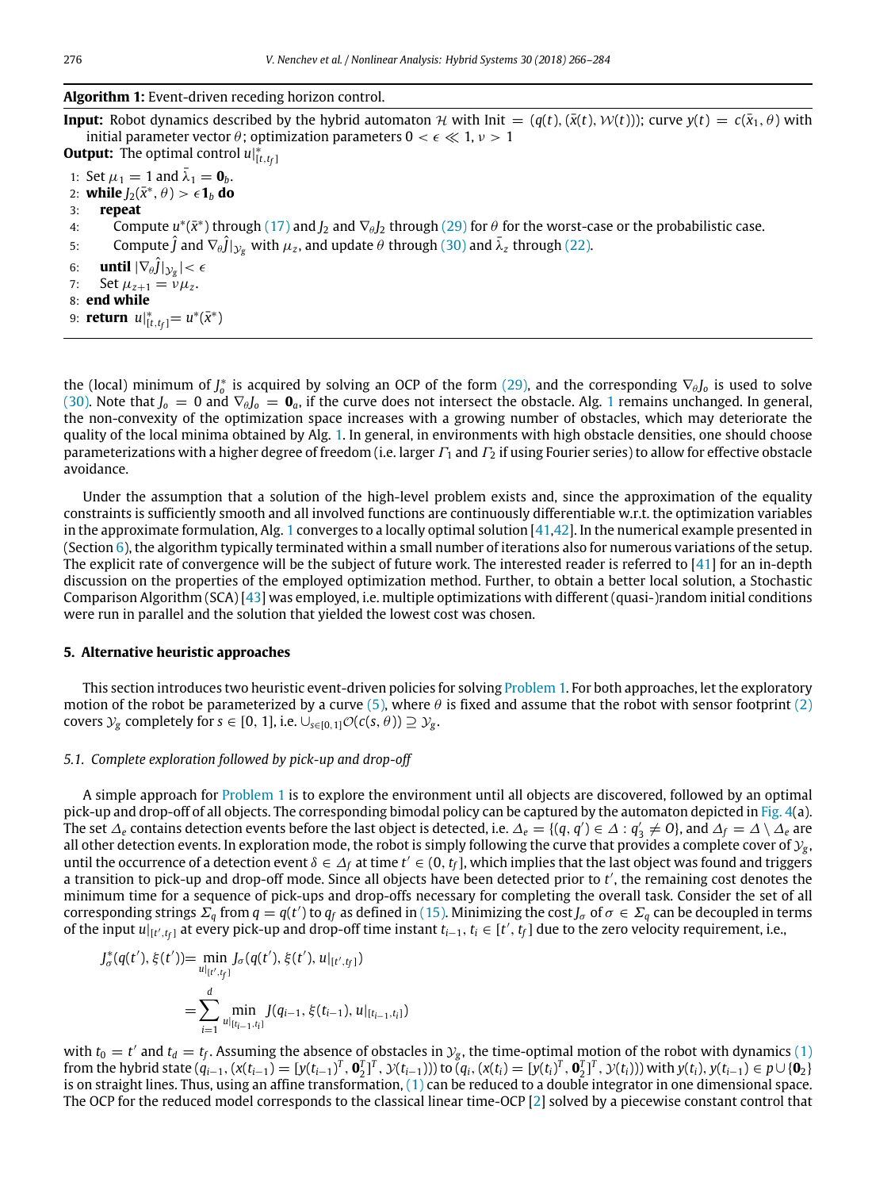**Algorithm 1:** Event-driven receding horizon control.

**Input:** Robot dynamics described by the hybrid automaton $\mathcal{H}$ with Init $= (q(t), (\bar{x}(t), \mathcal{W}(t)))$; curve $y(t) = c(\bar{x}_1, \theta)$ with initial parameter vector $\theta$; optimization parameters $0 < \epsilon \ll 1$, $\nu > 1$

**Output:** The optimal control $u|^*_{[t,t_f]}$

1: Set $\mu_1 = 1$ and $\bar{\lambda}_1 = \mathbf{0}_b$.
2: **while** $J_2(\bar{x}^*, \theta) > \epsilon \mathbf{1}_b$ **do**
3: &nbsp;&nbsp;&nbsp;**repeat**
4: &nbsp;&nbsp;&nbsp;&nbsp;&nbsp;&nbsp;Compute $u^*(\bar{x}^*)$ through (17) and $J_2$ and $\nabla_\theta J_2$ through (29) for $\theta$ for the worst-case or the probabilistic case.
5: &nbsp;&nbsp;&nbsp;&nbsp;&nbsp;&nbsp;Compute $\hat{J}$ and $\nabla_\theta \hat{J}|_{\mathcal{Y}_g}$ with $\mu_z$, and update $\theta$ through (30) and $\bar{\lambda}_z$ through (22).
6: &nbsp;&nbsp;&nbsp;**until** $|\nabla_\theta \hat{J}|_{\mathcal{Y}_g}| < \epsilon$
7: &nbsp;&nbsp;&nbsp;Set $\mu_{z+1} = \nu \mu_z$.
8: **end while**
9: **return** $u|^*_{[t,t_f]} = u^*(\bar{x}^*)$

the (local) minimum of $J_o^*$ is acquired by solving an OCP of the form (29), and the corresponding $\nabla_\theta J_o$ is used to solve (30). Note that $J_o = 0$ and $\nabla_\theta J_o = \mathbf{0}_a$, if the curve does not intersect the obstacle. Alg. 1 remains unchanged. In general, the non-convexity of the optimization space increases with a growing number of obstacles, which may deteriorate the quality of the local minima obtained by Alg. 1. In general, in environments with high obstacle densities, one should choose parameterizations with a higher degree of freedom (i.e. larger $\Gamma_1$ and $\Gamma_2$ if using Fourier series) to allow for effective obstacle avoidance.

Under the assumption that a solution of the high-level problem exists and, since the approximation of the equality constraints is sufficiently smooth and all involved functions are continuously differentiable w.r.t. the optimization variables in the approximate formulation, Alg. 1 converges to a locally optimal solution [41,42]. In the numerical example presented in (Section 6), the algorithm typically terminated within a small number of iterations also for numerous variations of the setup. The explicit rate of convergence will be the subject of future work. The interested reader is referred to [41] for an in-depth discussion on the properties of the employed optimization method. Further, to obtain a better local solution, a Stochastic Comparison Algorithm (SCA) [43] was employed, i.e. multiple optimizations with different (quasi-)random initial conditions were run in parallel and the solution that yielded the lowest cost was chosen.

## 5. Alternative heuristic approaches

This section introduces two heuristic event-driven policies for solving Problem 1. For both approaches, let the exploratory motion of the robot be parameterized by a curve (5), where $\theta$ is fixed and assume that the robot with sensor footprint (2) covers $\mathcal{Y}_g$ completely for $s \in [0, 1]$, i.e. $\cup_{s\in[0,1]} \mathcal{O}(c(s, \theta)) \supseteq \mathcal{Y}_g$.

### 5.1. Complete exploration followed by pick-up and drop-off

A simple approach for Problem 1 is to explore the environment until all objects are discovered, followed by an optimal pick-up and drop-off of all objects. The corresponding bimodal policy can be captured by the automaton depicted in Fig. 4(a). The set $\Delta_e$ contains detection events before the last object is detected, i.e. $\Delta_e = \{(q, q') \in \Delta : q'_3 \neq O\}$, and $\Delta_f = \Delta \setminus \Delta_e$ are all other detection events. In exploration mode, the robot is simply following the curve that provides a complete cover of $\mathcal{Y}_g$, until the occurrence of a detection event $\delta \in \Delta_f$ at time $t' \in (0, t_f]$, which implies that the last object was found and triggers a transition to pick-up and drop-off mode. Since all objects have been detected prior to $t'$, the remaining cost denotes the minimum time for a sequence of pick-ups and drop-offs necessary for completing the overall task. Consider the set of all corresponding strings $\Sigma_q$ from $q = q(t')$ to $q_f$ as defined in (15). Minimizing the cost $J_\sigma$ of $\sigma \in \Sigma_q$ can be decoupled in terms of the input $u|_{[t',t_f]}$ at every pick-up and drop-off time instant $t_{i-1}, t_i \in [t', t_f]$ due to the zero velocity requirement, i.e.,

$$
\begin{aligned}
J_\sigma^*(q(t'), \xi(t')) &= \min_{u|_{[t',t_f]}} J_\sigma(q(t'), \xi(t'), u|_{[t',t_f]}) \\
&= \sum_{i=1}^{d} \min_{u|_{[t_{i-1},t_i]}} J(q_{i-1}, \xi(t_{i-1}), u|_{[t_{i-1},t_i]})
\end{aligned}
$$

with $t_0 = t'$ and $t_d = t_f$. Assuming the absence of obstacles in $\mathcal{Y}_g$, the time-optimal motion of the robot with dynamics (1) from the hybrid state $(q_{i-1}, (x(t_{i-1}) = [y(t_{i-1})^T, \mathbf{0}_2^T]^T, \mathcal{Y}(t_{i-1})))$ to $(q_i, (x(t_i) = [y(t_i)^T, \mathbf{0}_2^T]^T, \mathcal{Y}(t_i)))$ with $y(t_i), y(t_{i-1}) \in p \cup \{\mathbf{0}_2\}$ is on straight lines. Thus, using an affine transformation, (1) can be reduced to a double integrator in one dimensional space. The OCP for the reduced model corresponds to the classical linear time-OCP [2] solved by a piecewise constant control that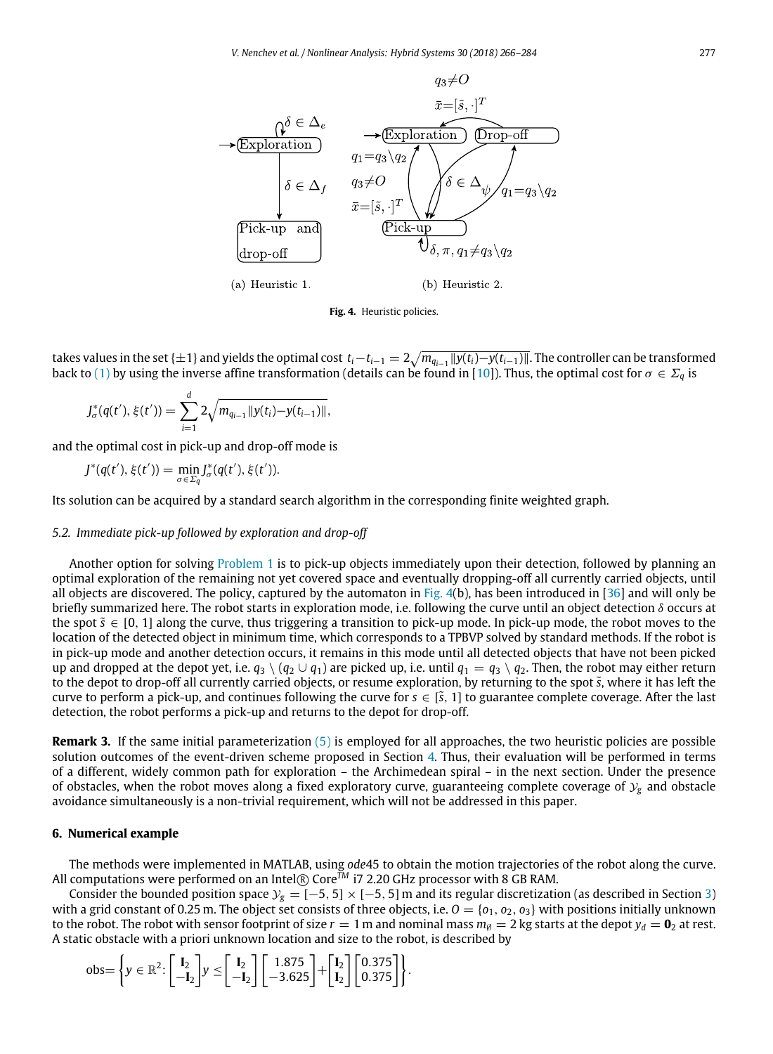Exploration

$\delta \in \Delta_e$

$\delta \in \Delta_f$

Pick-up and drop-off

(a) Heuristic 1.

$q_3 \neq O$

$\bar{x}=[\tilde{s}, \cdot]^T$

Exploration

Drop-off

$q_1 = q_3 \backslash q_2$

$q_3 \neq O$

$\bar{x}=[\tilde{s}, \cdot]^T$

$\delta \in \Delta_\psi$

$q_1 = q_3 \backslash q_2$

Pick-up

$\delta, \pi, q_1 \neq q_3 \backslash q_2$

(b) Heuristic 2.

**Fig. 4.** Heuristic policies.

takes values in the set $\{\pm 1\}$ and yields the optimal cost $t_i - t_{i-1} = 2\sqrt{m_{q_{i-1}} \|y(t_i) - y(t_{i-1})\|}$. The controller can be transformed back to (1) by using the inverse affine transformation (details can be found in [10]). Thus, the optimal cost for $\sigma \in \Sigma_q$ is

$$J^*_\sigma(q(t'), \xi(t')) = \sum_{i=1}^{d} 2\sqrt{m_{q_{i-1}} \|y(t_i) - y(t_{i-1})\|},$$

and the optimal cost in pick-up and drop-off mode is

$$J^*(q(t'), \xi(t')) = \min_{\sigma \in \Sigma_q} J^*_\sigma(q(t'), \xi(t')).$$

Its solution can be acquired by a standard search algorithm in the corresponding finite weighted graph.

### 5.2. Immediate pick-up followed by exploration and drop-off

Another option for solving Problem 1 is to pick-up objects immediately upon their detection, followed by planning an optimal exploration of the remaining not yet covered space and eventually dropping-off all currently carried objects, until all objects are discovered. The policy, captured by the automaton in Fig. 4(b), has been introduced in [36] and will only be briefly summarized here. The robot starts in exploration mode, i.e. following the curve until an object detection $\delta$ occurs at the spot $\tilde{s} \in [0, 1]$ along the curve, thus triggering a transition to pick-up mode. In pick-up mode, the robot moves to the location of the detected object in minimum time, which corresponds to a TPBVP solved by standard methods. If the robot is in pick-up mode and another detection occurs, it remains in this mode until all detected objects that have not been picked up and dropped at the depot yet, i.e. $q_3 \setminus (q_2 \cup q_1)$ are picked up, i.e. until $q_1 = q_3 \setminus q_2$. Then, the robot may either return to the depot to drop-off all currently carried objects, or resume exploration, by returning to the spot $\tilde{s}$, where it has left the curve to perform a pick-up, and continues following the curve for $s \in [\tilde{s}, 1]$ to guarantee complete coverage. After the last detection, the robot performs a pick-up and returns to the depot for drop-off.

**Remark 3.** If the same initial parameterization (5) is employed for all approaches, the two heuristic policies are possible solution outcomes of the event-driven scheme proposed in Section 4. Thus, their evaluation will be performed in terms of a different, widely common path for exploration – the Archimedean spiral – in the next section. Under the presence of obstacles, when the robot moves along a fixed exploratory curve, guaranteeing complete coverage of $\mathcal{Y}_g$ and obstacle avoidance simultaneously is a non-trivial requirement, which will not be addressed in this paper.

## 6. Numerical example

The methods were implemented in MATLAB, using *ode*45 to obtain the motion trajectories of the robot along the curve. All computations were performed on an Intel® Core™ i7 2.20 GHz processor with 8 GB RAM.

Consider the bounded position space $\mathcal{Y}_g = [-5, 5] \times [-5, 5]$ m and its regular discretization (as described in Section 3) with a grid constant of 0.25 m. The object set consists of three objects, i.e. $O = \{o_1, o_2, o_3\}$ with positions initially unknown to the robot. The robot with sensor footprint of size $r = 1$ m and nominal mass $m_\emptyset = 2$ kg starts at the depot $y_d = \mathbf{0}_2$ at rest. A static obstacle with a priori unknown location and size to the robot, is described by

$$\text{obs} = \left\{ y \in \mathbb{R}^2 \colon \begin{bmatrix} \mathbf{I}_2 \\ -\mathbf{I}_2 \end{bmatrix} y \leq \begin{bmatrix} \mathbf{I}_2 \\ -\mathbf{I}_2 \end{bmatrix} \begin{bmatrix} 1.875 \\ -3.625 \end{bmatrix} + \begin{bmatrix} \mathbf{I}_2 \\ \mathbf{I}_2 \end{bmatrix} \begin{bmatrix} 0.375 \\ 0.375 \end{bmatrix} \right\}.$$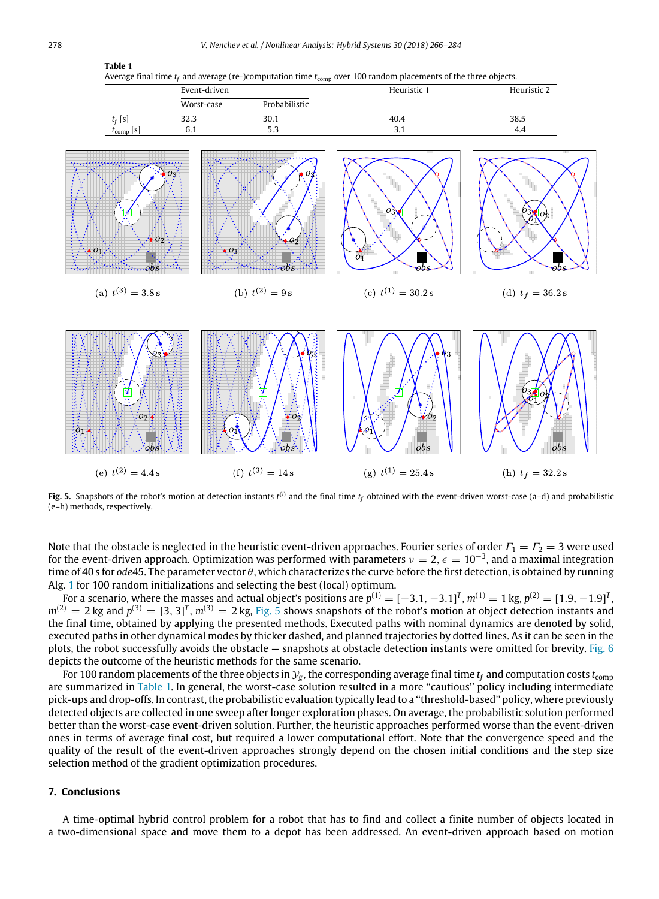**Table 1**
Average final time $t_f$ and average (re-)computation time $t_{comp}$ over 100 random placements of the three objects.

| | Event-driven | | Heuristic 1 | Heuristic 2 |
|---|---|---|---|---|
| | Worst-case | Probabilistic | | |
| $t_f$ [s] | 32.3 | 30.1 | 40.4 | 38.5 |
| $t_{comp}$ [s] | 6.1 | 5.3 | 3.1 | 4.4 |

(a) $t^{(3)} = 3.8\,\text{s}$
(b) $t^{(2)} = 9\,\text{s}$
(c) $t^{(1)} = 30.2\,\text{s}$
(d) $t_f = 36.2\,\text{s}$

(e) $t^{(2)} = 4.4\,\text{s}$
(f) $t^{(3)} = 14\,\text{s}$
(g) $t^{(1)} = 25.4\,\text{s}$
(h) $t_f = 32.2\,\text{s}$

**Fig. 5.** Snapshots of the robot's motion at detection instants $t^{(i)}$ and the final time $t_f$ obtained with the event-driven worst-case (a–d) and probabilistic (e–h) methods, respectively.

Note that the obstacle is neglected in the heuristic event-driven approaches. Fourier series of order $\Gamma_1 = \Gamma_2 = 3$ were used for the event-driven approach. Optimization was performed with parameters $\nu = 2$, $\epsilon = 10^{-3}$, and a maximal integration time of 40 s for *ode*45. The parameter vector $\theta$, which characterizes the curve before the first detection, is obtained by running Alg. 1 for 100 random initializations and selecting the best (local) optimum.

For a scenario, where the masses and actual object's positions are $p^{(1)} = [-3.1, -3.1]^T$, $m^{(1)} = 1\,\text{kg}$, $p^{(2)} = [1.9, -1.9]^T$, $m^{(2)} = 2\,\text{kg}$ and $p^{(3)} = [3, 3]^T$, $m^{(3)} = 2\,\text{kg}$, Fig. 5 shows snapshots of the robot's motion at object detection instants and the final time, obtained by applying the presented methods. Executed paths with nominal dynamics are denoted by solid, executed paths in other dynamical modes by thicker dashed, and planned trajectories by dotted lines. As it can be seen in the plots, the robot successfully avoids the obstacle — snapshots at obstacle detection instants were omitted for brevity. Fig. 6 depicts the outcome of the heuristic methods for the same scenario.

For 100 random placements of the three objects in $\mathcal{Y}_g$, the corresponding average final time $t_f$ and computation costs $t_{comp}$ are summarized in Table 1. In general, the worst-case solution resulted in a more "cautious" policy including intermediate pick-ups and drop-offs. In contrast, the probabilistic evaluation typically lead to a "threshold-based" policy, where previously detected objects are collected in one sweep after longer exploration phases. On average, the probabilistic solution performed better than the worst-case event-driven solution. Further, the heuristic approaches performed worse than the event-driven ones in terms of average final cost, but required a lower computational effort. Note that the convergence speed and the quality of the result of the event-driven approaches strongly depend on the chosen initial conditions and the step size selection method of the gradient optimization procedures.

## 7. Conclusions

A time-optimal hybrid control problem for a robot that has to find and collect a finite number of objects located in a two-dimensional space and move them to a depot has been addressed. An event-driven approach based on motion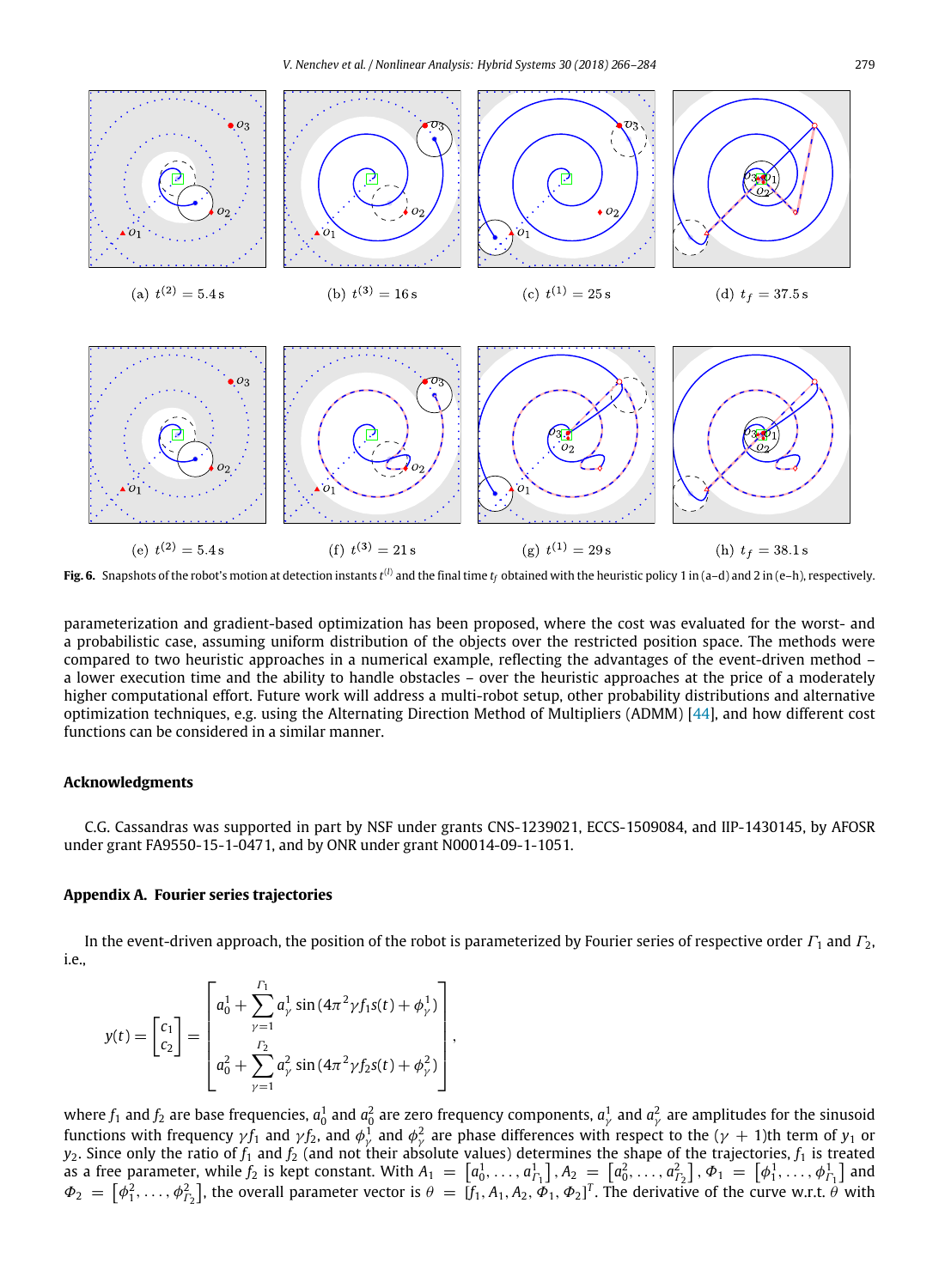(a) $t^{(2)} = 5.4\,\text{s}$

(b) $t^{(3)} = 16\,\text{s}$

(c) $t^{(1)} = 25\,\text{s}$

(d) $t_f = 37.5\,\text{s}$

(e) $t^{(2)} = 5.4\,\text{s}$

(f) $t^{(3)} = 21\,\text{s}$

(g) $t^{(1)} = 29\,\text{s}$

(h) $t_f = 38.1\,\text{s}$

**Fig. 6.** Snapshots of the robot's motion at detection instants $t^{(l)}$ and the final time $t_f$ obtained with the heuristic policy 1 in (a–d) and 2 in (e–h), respectively.

parameterization and gradient-based optimization has been proposed, where the cost was evaluated for the worst- and a probabilistic case, assuming uniform distribution of the objects over the restricted position space. The methods were compared to two heuristic approaches in a numerical example, reflecting the advantages of the event-driven method – a lower execution time and the ability to handle obstacles – over the heuristic approaches at the price of a moderately higher computational effort. Future work will address a multi-robot setup, other probability distributions and alternative optimization techniques, e.g. using the Alternating Direction Method of Multipliers (ADMM) [44], and how different cost functions can be considered in a similar manner.

### Acknowledgments

C.G. Cassandras was supported in part by NSF under grants CNS-1239021, ECCS-1509084, and IIP-1430145, by AFOSR under grant FA9550-15-1-0471, and by ONR under grant N00014-09-1-1051.

### Appendix A. Fourier series trajectories

In the event-driven approach, the position of the robot is parameterized by Fourier series of respective order $\Gamma_1$ and $\Gamma_2$, i.e.,

$$y(t) = \begin{bmatrix} c_1 \\ c_2 \end{bmatrix} = \begin{bmatrix} a_0^1 + \sum_{\gamma=1}^{\Gamma_1} a_\gamma^1 \sin\left(4\pi^2 \gamma f_1 s(t) + \phi_\gamma^1\right) \\ a_0^2 + \sum_{\gamma=1}^{\Gamma_2} a_\gamma^2 \sin\left(4\pi^2 \gamma f_2 s(t) + \phi_\gamma^2\right) \end{bmatrix},$$

where $f_1$ and $f_2$ are base frequencies, $a_0^1$ and $a_0^2$ are zero frequency components, $a_\gamma^1$ and $a_\gamma^2$ are amplitudes for the sinusoid functions with frequency $\gamma f_1$ and $\gamma f_2$, and $\phi_\gamma^1$ and $\phi_\gamma^2$ are phase differences with respect to the $(\gamma + 1)$th term of $y_1$ or $y_2$. Since only the ratio of $f_1$ and $f_2$ (and not their absolute values) determines the shape of the trajectories, $f_1$ is treated as a free parameter, while $f_2$ is kept constant. With $A_1 = \left[a_0^1, \ldots, a_{\Gamma_1}^1\right], A_2 = \left[a_0^2, \ldots, a_{\Gamma_2}^2\right], \Phi_1 = \left[\phi_1^1, \ldots, \phi_{\Gamma_1}^1\right]$ and $\Phi_2 = \left[\phi_1^2, \ldots, \phi_{\Gamma_2}^2\right]$, the overall parameter vector is $\theta = [f_1, A_1, A_2, \Phi_1, \Phi_2]^T$. The derivative of the curve w.r.t. $\theta$ with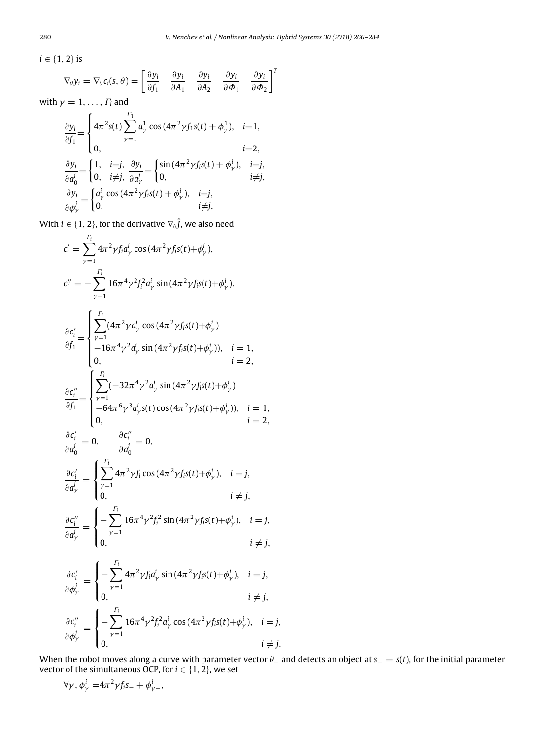$i \in \{1, 2\}$ is

$$\nabla_\theta y_i = \nabla_\theta c_i(s, \theta) = \begin{bmatrix} \frac{\partial y_i}{\partial f_1} & \frac{\partial y_i}{\partial A_1} & \frac{\partial y_i}{\partial A_2} & \frac{\partial y_i}{\partial \Phi_1} & \frac{\partial y_i}{\partial \Phi_2} \end{bmatrix}^T$$

with $\gamma = 1, \ldots, \Gamma_i$ and

$$\frac{\partial y_i}{\partial f_1} = \begin{cases} 4\pi^2 s(t) \sum_{\gamma=1}^{\Gamma_1} a_\gamma^1 \cos(4\pi^2 \gamma f_1 s(t) + \phi_\gamma^1), & i=1, \\ 0, & i=2, \end{cases}$$

$$\frac{\partial y_i}{\partial a_0^j} = \begin{cases} 1, & i=j, \\ 0, & i \neq j, \end{cases} \quad \frac{\partial y_i}{\partial a_\gamma^j} = \begin{cases} \sin(4\pi^2 \gamma f_i s(t) + \phi_\gamma^i), & i=j, \\ 0, & i \neq j, \end{cases}$$

$$\frac{\partial y_i}{\partial \phi_\gamma^j} = \begin{cases} a_\gamma^i \cos(4\pi^2 \gamma f_i s(t) + \phi_\gamma^i), & i=j, \\ 0, & i \neq j, \end{cases}$$

With $i \in \{1, 2\}$, for the derivative $\nabla_\theta \hat{J}$, we also need

$$c_i' = \sum_{\gamma=1}^{\Gamma_i} 4\pi^2 \gamma f_i a_\gamma^i \cos(4\pi^2 \gamma f_i s(t) + \phi_\gamma^i),$$

$$c_i'' = -\sum_{\gamma=1}^{\Gamma_i} 16\pi^4 \gamma^2 f_i^2 a_\gamma^i \sin(4\pi^2 \gamma f_i s(t) + \phi_\gamma^i).$$

$$\frac{\partial c_i'}{\partial f_1} = \begin{cases} \sum_{\gamma=1}^{\Gamma_i} (4\pi^2 \gamma a_\gamma^i \cos(4\pi^2 \gamma f_i s(t) + \phi_\gamma^i) \\ -16\pi^4 \gamma^2 a_\gamma^i \sin(4\pi^2 \gamma f_i s(t) + \phi_\gamma^i)), & i = 1, \\ 0, & i = 2, \end{cases}$$

$$\frac{\partial c_i''}{\partial f_1} = \begin{cases} \sum_{\gamma=1}^{\Gamma_i} (-32\pi^4 \gamma^2 a_\gamma^i \sin(4\pi^2 \gamma f_i s(t) + \phi_\gamma^i) \\ -64\pi^6 \gamma^3 a_\gamma^i s(t) \cos(4\pi^2 \gamma f_i s(t) + \phi_\gamma^i)), & i = 1, \\ 0, & i = 2, \end{cases}$$

$$\frac{\partial c_i'}{\partial a_0^j} = 0, \qquad \frac{\partial c_i''}{\partial a_0^j} = 0,$$

$$\frac{\partial c_i'}{\partial a_\gamma^j} = \begin{cases} \sum_{\gamma=1}^{\Gamma_i} 4\pi^2 \gamma f_i \cos(4\pi^2 \gamma f_i s(t) + \phi_\gamma^i), & i = j, \\ 0, & i \neq j, \end{cases}$$

$$\frac{\partial c_i''}{\partial a_\gamma^j} = \begin{cases} -\sum_{\gamma=1}^{\Gamma_i} 16\pi^4 \gamma^2 f_i^2 \sin(4\pi^2 \gamma f_i s(t) + \phi_\gamma^i), & i = j, \\ 0, & i \neq j, \end{cases}$$

$$\frac{\partial c_i'}{\partial \phi_\gamma^j} = \begin{cases} -\sum_{\gamma=1}^{\Gamma_i} 4\pi^2 \gamma f_i a_\gamma^i \sin(4\pi^2 \gamma f_i s(t) + \phi_\gamma^i), & i = j, \\ 0, & i \neq j, \end{cases}$$

$$\frac{\partial c_i''}{\partial \phi_\gamma^j} = \begin{cases} -\sum_{\gamma=1}^{\Gamma_i} 16\pi^4 \gamma^2 f_i^2 a_\gamma^i \cos(4\pi^2 \gamma f_i s(t) + \phi_\gamma^i), & i = j, \\ 0, & i \neq j. \end{cases}$$

When the robot moves along a curve with parameter vector $\theta_-$ and detects an object at $s_- = s(t)$, for the initial parameter vector of the simultaneous OCP, for $i \in \{1, 2\}$, we set

$$\forall \gamma, \phi_\gamma^i = 4\pi^2 \gamma f_i s_- + \phi_{\gamma-}^i,$$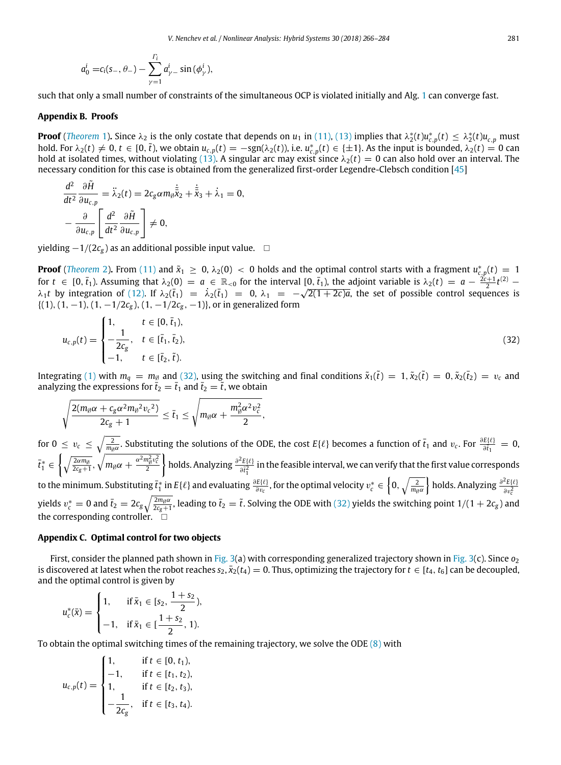$$a_0^i = c_i(s_-, \theta_-) - \sum_{\gamma=1}^{\Gamma_i} a_{\gamma-}^i \sin(\phi_\gamma^i),$$

such that only a small number of constraints of the simultaneous OCP is violated initially and Alg. 1 can converge fast.

## Appendix B. Proofs

**Proof** (*Theorem* 1)**.** Since $\lambda_2$ is the only costate that depends on $u_1$ in (11), (13) implies that $\lambda_2^*(t)u_{c,p}^*(t) \leq \lambda_2^*(t)u_{c,p}$ must hold. For $\lambda_2(t) \neq 0$, $t \in [0, \tilde{t})$, we obtain $u_{c,p}(t) = -\text{sgn}(\lambda_2(t))$, i.e. $u_{c,p}^*(t) \in \{\pm 1\}$. As the input is bounded, $\lambda_2(t) = 0$ can hold at isolated times, without violating (13). A singular arc may exist since $\lambda_2(t) = 0$ can also hold over an interval. The necessary condition for this case is obtained from the generalized first-order Legendre-Clebsch condition [45]

$$\frac{d^2}{dt^2}\frac{\partial \tilde{H}}{\partial u_{c,p}} = \ddot{\lambda}_2(t) = 2c_g\alpha m_\emptyset \dddot{\tilde{x}}_2 + \dddot{\tilde{x}}_3 + \dot{\lambda}_1 = 0,$$

$$-\frac{\partial}{\partial u_{c,p}}\left[\frac{d^2}{dt^2}\frac{\partial \tilde{H}}{\partial u_{c,p}}\right] \neq 0,$$

yielding $-1/(2c_g)$ as an additional possible input value. $\square$

**Proof** (*Theorem* 2)**.** From (11) and $\tilde{x}_1 \geq 0$, $\lambda_2(0) < 0$ holds and the optimal control starts with a fragment $u_{c,p}^*(t) = 1$ for $t \in [0, \bar{t}_1)$. Assuming that $\lambda_2(0) = a \in \mathbb{R}_{<0}$ for the interval $[0, \bar{t}_1)$, the adjoint variable is $\lambda_2(t) = a - \frac{2c+1}{2}t^{(2)} - \lambda_1 t$ by integration of (12). If $\lambda_2(\bar{t}_1) = \dot{\lambda}_2(\bar{t}_1) = 0$, $\lambda_1 = -\sqrt{2(1+2c)a}$, the set of possible control sequences is $\{(1), (1, -1), (1, -1/2c_g), (1, -1/2c_g, -1)\}$, or in generalized form

$$u_{c,p}(t) = \begin{cases} 1, & t \in [0, \bar{t}_1), \\ -\dfrac{1}{2c_g}, & t \in [\bar{t}_1, \bar{t}_2), \\ -1, & t \in [\bar{t}_2, \tilde{t}). \end{cases} \tag{32}$$

Integrating (1) with $m_q = m_\emptyset$ and (32), using the switching and final conditions $\tilde{x}_1(\tilde{t}) = 1, \tilde{x}_2(\tilde{t}) = 0, \tilde{x}_2(\bar{t}_2) = v_c$ and analyzing the expressions for $\bar{t}_2 = \bar{t}_1$ and $\bar{t}_2 = \tilde{t}$, we obtain

$$\sqrt{\frac{2(m_\emptyset\alpha + c_g\alpha^2 m_\emptyset{}^2 v_c{}^2)}{2c_g+1}} \leq \bar{t}_1 \leq \sqrt{m_\emptyset\alpha + \frac{m_\emptyset^2\alpha^2 v_c^2}{2}},$$

for $0 \leq v_c \leq \sqrt{\frac{2}{m_\emptyset\alpha}}$. Substituting the solutions of the ODE, the cost $E\{\ell\}$ becomes a function of $\bar{t}_1$ and $v_c$. For $\frac{\partial E\{\ell\}}{\partial \bar{t}_1} = 0$, $\bar{t}_1^* \in \left\{\sqrt{\frac{2\alpha m_\emptyset}{2c_g+1}}, \sqrt{m_\emptyset\alpha + \frac{\alpha^2 m_\emptyset^2 v_c^2}{2}}\right\}$ holds. Analyzing $\frac{\partial^2 E\{\ell\}}{\partial \bar{t}_1^2}$ in the feasible interval, we can verify that the first value corresponds to the minimum. Substituting $\bar{t}_1^*$ in $E\{\ell\}$ and evaluating $\frac{\partial E\{\ell\}}{\partial v_c}$, for the optimal velocity $v_c^* \in \left\{0, \sqrt{\frac{2}{m_\emptyset\alpha}}\right\}$ holds. Analyzing $\frac{\partial^2 E\{\ell\}}{\partial v_c^2}$ yields $v_c^* = 0$ and $\bar{t}_2 = 2c_g\sqrt{\frac{2m_\emptyset\alpha}{2c_g+1}}$, leading to $\bar{t}_2 = \tilde{t}$. Solving the ODE with (32) yields the switching point $1/(1+2c_g)$ and the corresponding controller. $\square$

## Appendix C. Optimal control for two objects

First, consider the planned path shown in Fig. 3(a) with corresponding generalized trajectory shown in Fig. 3(c). Since $o_2$ is discovered at latest when the robot reaches $s_2$, $\bar{x}_2(t_4) = 0$. Thus, optimizing the trajectory for $t \in [t_4, t_6]$ can be decoupled, and the optimal control is given by

$$u_c^*(\bar{x}) = \begin{cases} 1, & \text{if } \bar{x}_1 \in [s_2, \dfrac{1+s_2}{2}), \\ -1, & \text{if } \bar{x}_1 \in [\dfrac{1+s_2}{2}, 1). \end{cases}$$

To obtain the optimal switching times of the remaining trajectory, we solve the ODE (8) with

$$u_{c,p}(t) = \begin{cases} 1, & \text{if } t \in [0, t_1), \\ -1, & \text{if } t \in [t_1, t_2), \\ 1, & \text{if } t \in [t_2, t_3), \\ -\dfrac{1}{2c_g}, & \text{if } t \in [t_3, t_4). \end{cases}$$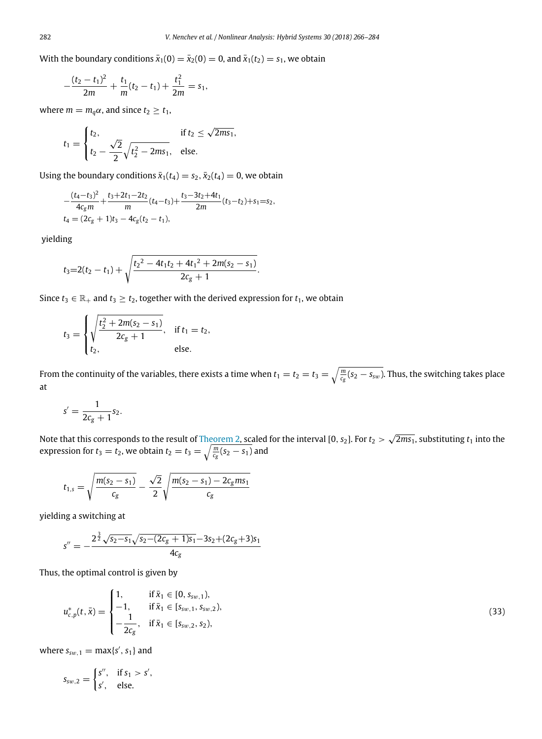With the boundary conditions $\bar{x}_1(0) = \bar{x}_2(0) = 0$, and $\bar{x}_1(t_2) = s_1$, we obtain

$$-\frac{(t_2 - t_1)^2}{2m} + \frac{t_1}{m}(t_2 - t_1) + \frac{t_1^2}{2m} = s_1,$$

where $m = m_q\alpha$, and since $t_2 \geq t_1$,

$$t_1 = \begin{cases} t_2, & \text{if } t_2 \leq \sqrt{2ms_1}, \\ t_2 - \dfrac{\sqrt{2}}{2}\sqrt{t_2^2 - 2ms_1}, & \text{else.} \end{cases}$$

Using the boundary conditions $\bar{x}_1(t_4) = s_2$, $\bar{x}_2(t_4) = 0$, we obtain

$$-\frac{(t_4-t_3)^2}{4c_g m} + \frac{t_3+2t_1-2t_2}{m}(t_4-t_3) + \frac{t_3-3t_2+4t_1}{2m}(t_3-t_2) + s_1 = s_2,$$
$$t_4 = (2c_g + 1)t_3 - 4c_g(t_2 - t_1),$$

yielding

$$t_3 = 2(t_2 - t_1) + \sqrt{\frac{{t_2}^2 - 4t_1t_2 + 4{t_1}^2 + 2m(s_2 - s_1)}{2c_g + 1}}.$$

Since $t_3 \in \mathbb{R}_+$ and $t_3 \geq t_2$, together with the derived expression for $t_1$, we obtain

$$t_3 = \begin{cases} \sqrt{\dfrac{t_2^2 + 2m(s_2 - s_1)}{2c_g + 1}}, & \text{if } t_1 = t_2, \\ t_2, & \text{else.} \end{cases}$$

From the continuity of the variables, there exists a time when $t_1 = t_2 = t_3 = \sqrt{\frac{m}{c_g}(s_2 - s_{sw})}$. Thus, the switching takes place at

$$s' = \frac{1}{2c_g + 1}s_2.$$

Note that this corresponds to the result of Theorem 2, scaled for the interval $[0, s_2]$. For $t_2 > \sqrt{2ms_1}$, substituting $t_1$ into the expression for $t_3 = t_2$, we obtain $t_2 = t_3 = \sqrt{\frac{m}{c_g}(s_2 - s_1)}$ and

$$t_{1,s} = \sqrt{\frac{m(s_2 - s_1)}{c_g}} - \frac{\sqrt{2}}{2}\sqrt{\frac{m(s_2 - s_1) - 2c_g m s_1}{c_g}}$$

yielding a switching at

$$s'' = -\frac{2^{\frac{3}{2}}\sqrt{s_2 - s_1}\sqrt{s_2 - (2c_g + 1)s_1} - 3s_2 + (2c_g + 3)s_1}{4c_g}$$

Thus, the optimal control is given by

$$u^*_{c,p}(t, \bar{x}) = \begin{cases} 1, & \text{if } \bar{x}_1 \in [0, s_{sw,1}), \\ -1, & \text{if } \bar{x}_1 \in [s_{sw,1}, s_{sw,2}), \\ -\dfrac{1}{2c_g}, & \text{if } \bar{x}_1 \in [s_{sw,2}, s_2), \end{cases} \tag{33}$$

where $s_{sw,1} = \max\{s', s_1\}$ and

$$s_{sw,2} = \begin{cases} s'', & \text{if } s_1 > s', \\ s', & \text{else.} \end{cases}$$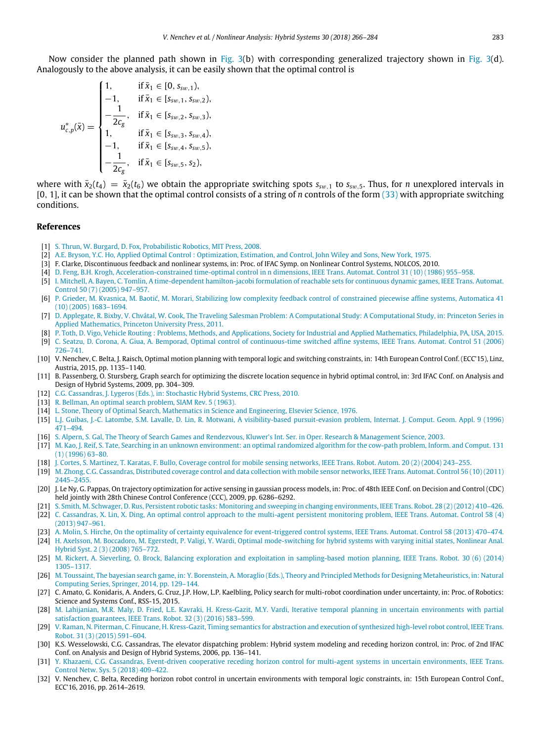Now consider the planned path shown in Fig. 3(b) with corresponding generalized trajectory shown in Fig. 3(d). Analogously to the above analysis, it can be easily shown that the optimal control is

$$u^*_{c,p}(\bar{x}) = \begin{cases} 1, & \text{if } \bar{x}_1 \in [0, s_{sw,1}), \\ -1, & \text{if } \bar{x}_1 \in [s_{sw,1}, s_{sw,2}), \\ -\dfrac{1}{2c_g}, & \text{if } \bar{x}_1 \in [s_{sw,2}, s_{sw,3}), \\ 1, & \text{if } \bar{x}_1 \in [s_{sw,3}, s_{sw,4}), \\ -1, & \text{if } \bar{x}_1 \in [s_{sw,4}, s_{sw,5}), \\ -\dfrac{1}{2c_g}, & \text{if } \bar{x}_1 \in [s_{sw,5}, s_2), \end{cases}$$

where with $\bar{x}_2(t_4) = \bar{x}_2(t_6)$ we obtain the appropriate switching spots $s_{sw,1}$ to $s_{sw,5}$. Thus, for $n$ unexplored intervals in $[0, 1]$, it can be shown that the optimal control consists of a string of $n$ controls of the form (33) with appropriate switching conditions.

## References

[1] S. Thrun, W. Burgard, D. Fox, Probabilistic Robotics, MIT Press, 2008.
[2] A.E. Bryson, Y.C. Ho, Applied Optimal Control : Optimization, Estimation, and Control, John Wiley and Sons, New York, 1975.
[3] F. Clarke, Discontinuous feedback and nonlinear systems, in: Proc. of IFAC Symp. on Nonlinear Control Systems, NOLCOS, 2010.
[4] D. Feng, B.H. Krogh, Acceleration-constrained time-optimal control in n dimensions, IEEE Trans. Automat. Control 31 (10) (1986) 955–958.
[5] I. Mitchell, A. Bayen, C. Tomlin, A time-dependent hamilton-jacobi formulation of reachable sets for continuous dynamic games, IEEE Trans. Automat. Control 50 (7) (2005) 947–957.
[6] P. Grieder, M. Kvasnica, M. Baotić, M. Morari, Stabilizing low complexity feedback control of constrained piecewise affine systems, Automatica 41 (10) (2005) 1683–1694.
[7] D. Applegate, R. Bixby, V. Chvátal, W. Cook, The Traveling Salesman Problem: A Computational Study: A Computational Study, in: Princeton Series in Applied Mathematics, Princeton University Press, 2011.
[8] P. Toth, D. Vigo, Vehicle Routing : Problems, Methods, and Applications, Society for Industrial and Applied Mathematics, Philadelphia, PA, USA, 2015.
[9] C. Seatzu, D. Corona, A. Giua, A. Bemporad, Optimal control of continuous-time switched affine systems, IEEE Trans. Automat. Control 51 (2006) 726–741.
[10] V. Nenchev, C. Belta, J. Raisch, Optimal motion planning with temporal logic and switching constraints, in: 14th European Control Conf. (ECC'15), Linz, Austria, 2015, pp. 1135–1140.
[11] B. Passenberg, O. Stursberg, Graph search for optimizing the discrete location sequence in hybrid optimal control, in: 3rd IFAC Conf. on Analysis and Design of Hybrid Systems, 2009, pp. 304–309.
[12] C.G. Cassandras, J. Lygeros (Eds.), in: Stochastic Hybrid Systems, CRC Press, 2010.
[13] R. Bellman, An optimal search problem, SIAM Rev. 5 (1963).
[14] L. Stone, Theory of Optimal Search, Mathematics in Science and Engineering, Elsevier Science, 1976.
[15] L.J. Guibas, J.-C. Latombe, S.M. Lavalle, D. Lin, R. Motwani, A visibility-based pursuit-evasion problem, Internat. J. Comput. Geom. Appl. 9 (1996) 471–494.
[16] S. Alpern, S. Gal, The Theory of Search Games and Rendezvous, Kluwer's Int. Ser. in Oper. Research & Management Science, 2003.
[17] M. Kao, J. Reif, S. Tate, Searching in an unknown environment: an optimal randomized algorithm for the cow-path problem, Inform. and Comput. 131 (1) (1996) 63–80.
[18] J. Cortes, S. Martinez, T. Karatas, F. Bullo, Coverage control for mobile sensing networks, IEEE Trans. Robot. Autom. 20 (2) (2004) 243–255.
[19] M. Zhong, C.G. Cassandras, Distributed coverage control and data collection with mobile sensor networks, IEEE Trans. Automat. Control 56 (10) (2011) 2445–2455.
[20] J. Le Ny, G. Pappas, On trajectory optimization for active sensing in gaussian process models, in: Proc. of 48th IEEE Conf. on Decision and Control (CDC) held jointly with 28th Chinese Control Conference (CCC), 2009, pp. 6286–6292.
[21] S. Smith, M. Schwager, D. Rus, Persistent robotic tasks: Monitoring and sweeping in changing environments, IEEE Trans. Robot. 28 (2) (2012) 410–426.
[22] C. Cassandras, X. Lin, X. Ding, An optimal control approach to the multi-agent persistent monitoring problem, IEEE Trans. Automat. Control 58 (4) (2013) 947–961.
[23] A. Molin, S. Hirche, On the optimality of certainty equivalence for event-triggered control systems, IEEE Trans. Automat. Control 58 (2013) 470–474.
[24] H. Axelsson, M. Boccadoro, M. Egerstedt, P. Valigi, Y. Wardi, Optimal mode-switching for hybrid systems with varying initial states, Nonlinear Anal. Hybrid Syst. 2 (3) (2008) 765–772.
[25] M. Rickert, A. Sieverling, O. Brock, Balancing exploration and exploitation in sampling-based motion planning, IEEE Trans. Robot. 30 (6) (2014) 1305–1317.
[26] M. Toussaint, The bayesian search game, in: Y. Borenstein, A. Moraglio (Eds.), Theory and Principled Methods for Designing Metaheuristics, in: Natural Computing Series, Springer, 2014, pp. 129–144.
[27] C. Amato, G. Konidaris, A. Anders, G. Cruz, J.P. How, L.P. Kaelbling, Policy search for multi-robot coordination under uncertainty, in: Proc. of Robotics: Science and Systems Conf., RSS-15, 2015.
[28] M. Lahijanian, M.R. Maly, D. Fried, L.E. Kavraki, H. Kress-Gazit, M.Y. Vardi, Iterative temporal planning in uncertain environments with partial satisfaction guarantees, IEEE Trans. Robot. 32 (3) (2016) 583–599.
[29] V. Raman, N. Piterman, C. Finucane, H. Kress-Gazit, Timing semantics for abstraction and execution of synthesized high-level robot control, IEEE Trans. Robot. 31 (3) (2015) 591–604.
[30] K.S. Wesselowski, C.G. Cassandras, The elevator dispatching problem: Hybrid system modeling and receding horizon control, in: Proc. of 2nd IFAC Conf. on Analysis and Design of Hybrid Systems, 2006, pp. 136–141.
[31] Y. Khazaeni, C.G. Cassandras, Event-driven cooperative receding horizon control for multi-agent systems in uncertain environments, IEEE Trans. Control Netw. Sys. 5 (2018) 409–422.
[32] V. Nenchev, C. Belta, Receding horizon robot control in uncertain environments with temporal logic constraints, in: 15th European Control Conf., ECC'16, 2016, pp. 2614–2619.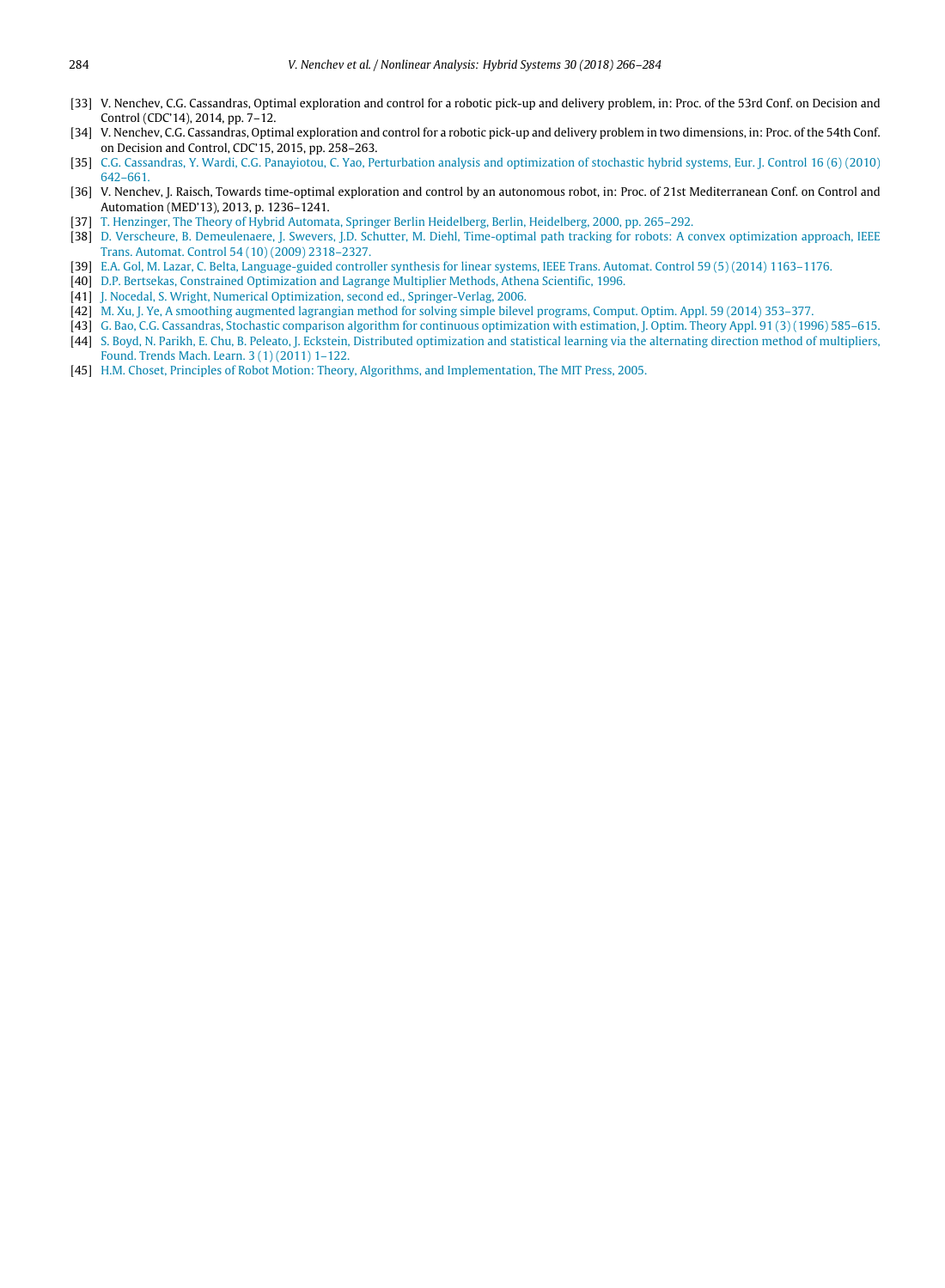[33] V. Nenchev, C.G. Cassandras, Optimal exploration and control for a robotic pick-up and delivery problem, in: Proc. of the 53rd Conf. on Decision and Control (CDC'14), 2014, pp. 7–12.
[34] V. Nenchev, C.G. Cassandras, Optimal exploration and control for a robotic pick-up and delivery problem in two dimensions, in: Proc. of the 54th Conf. on Decision and Control, CDC'15, 2015, pp. 258–263.
[35] C.G. Cassandras, Y. Wardi, C.G. Panayiotou, C. Yao, Perturbation analysis and optimization of stochastic hybrid systems, Eur. J. Control 16 (6) (2010) 642–661.
[36] V. Nenchev, J. Raisch, Towards time-optimal exploration and control by an autonomous robot, in: Proc. of 21st Mediterranean Conf. on Control and Automation (MED'13), 2013, p. 1236–1241.
[37] T. Henzinger, The Theory of Hybrid Automata, Springer Berlin Heidelberg, Berlin, Heidelberg, 2000, pp. 265–292.
[38] D. Verscheure, B. Demeulenaere, J. Swevers, J.D. Schutter, M. Diehl, Time-optimal path tracking for robots: A convex optimization approach, IEEE Trans. Automat. Control 54 (10) (2009) 2318–2327.
[39] E.A. Gol, M. Lazar, C. Belta, Language-guided controller synthesis for linear systems, IEEE Trans. Automat. Control 59 (5) (2014) 1163–1176.
[40] D.P. Bertsekas, Constrained Optimization and Lagrange Multiplier Methods, Athena Scientific, 1996.
[41] J. Nocedal, S. Wright, Numerical Optimization, second ed., Springer-Verlag, 2006.
[42] M. Xu, J. Ye, A smoothing augmented lagrangian method for solving simple bilevel programs, Comput. Optim. Appl. 59 (2014) 353–377.
[43] G. Bao, C.G. Cassandras, Stochastic comparison algorithm for continuous optimization with estimation, J. Optim. Theory Appl. 91 (3) (1996) 585–615.
[44] S. Boyd, N. Parikh, E. Chu, B. Peleato, J. Eckstein, Distributed optimization and statistical learning via the alternating direction method of multipliers, Found. Trends Mach. Learn. 3 (1) (2011) 1–122.
[45] H.M. Choset, Principles of Robot Motion: Theory, Algorithms, and Implementation, The MIT Press, 2005.